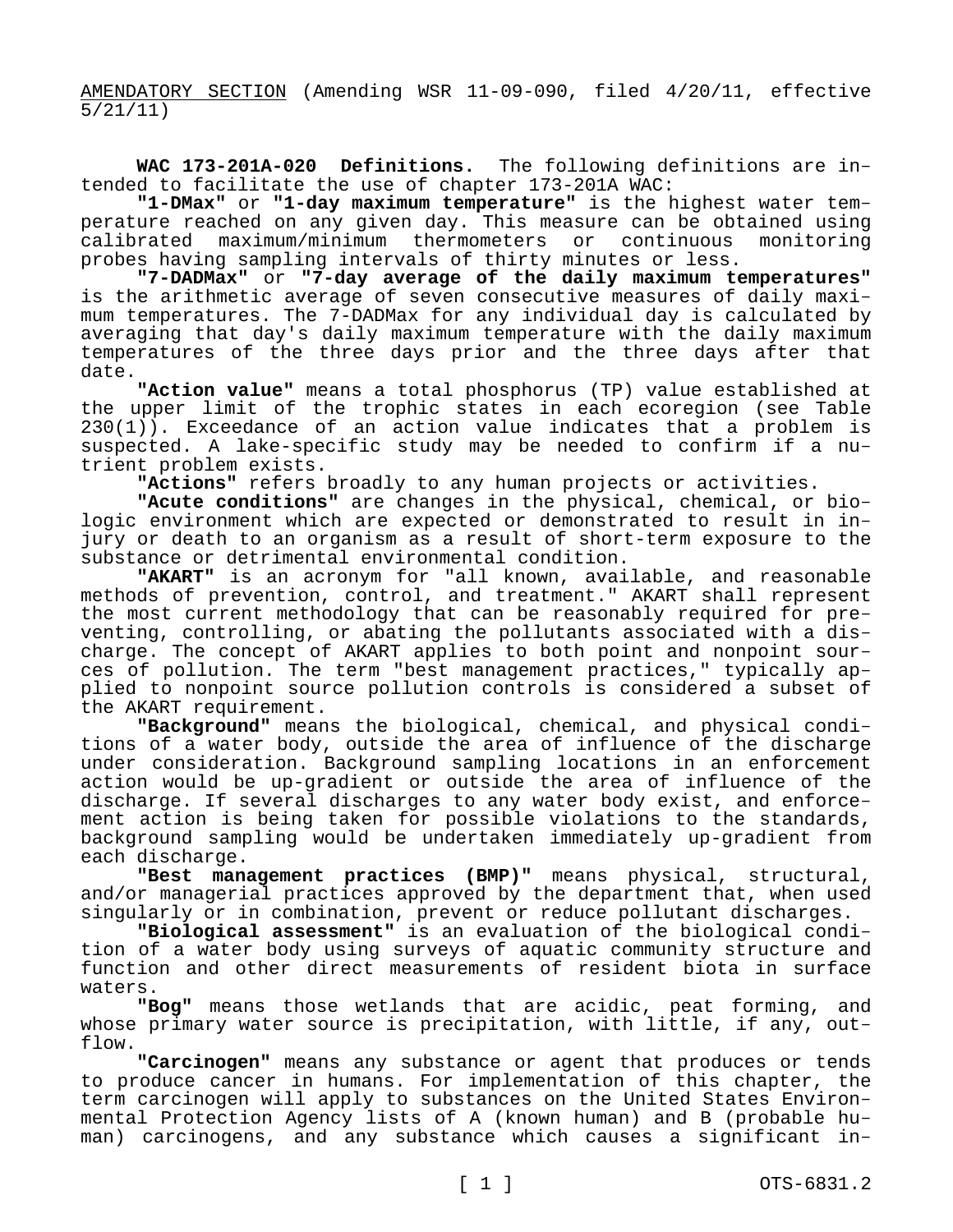AMENDATORY SECTION (Amending WSR 11-09-090, filed 4/20/11, effective 5/21/11)

**WAC 173-201A-020 Definitions.** The following definitions are intended to facilitate the use of chapter 173-201A WAC:

**"1-DMax"** or **"1-day maximum temperature"** is the highest water temperature reached on any given day. This measure can be obtained using calibrated maximum/minimum thermometers or continuous monitoring probes having sampling intervals of thirty minutes or less.

**"7-DADMax"** or **"7-day average of the daily maximum temperatures"** is the arithmetic average of seven consecutive measures of daily maximum temperatures. The 7-DADMax for any individual day is calculated by averaging that day's daily maximum temperature with the daily maximum temperatures of the three days prior and the three days after that date.

**"Action value"** means a total phosphorus (TP) value established at the upper limit of the trophic states in each ecoregion (see Table 230(1)). Exceedance of an action value indicates that a problem is suspected. A lake-specific study may be needed to confirm if a nutrient problem exists.

**"Actions"** refers broadly to any human projects or activities.

**"Acute conditions"** are changes in the physical, chemical, or biologic environment which are expected or demonstrated to result in injury or death to an organism as a result of short-term exposure to the substance or detrimental environmental condition.

**"AKART"** is an acronym for "all known, available, and reasonable methods of prevention, control, and treatment." AKART shall represent the most current methodology that can be reasonably required for preventing, controlling, or abating the pollutants associated with a discharge. The concept of AKART applies to both point and nonpoint sources of pollution. The term "best management practices," typically applied to nonpoint source pollution controls is considered a subset of the AKART requirement.

**"Background"** means the biological, chemical, and physical conditions of a water body, outside the area of influence of the discharge under consideration. Background sampling locations in an enforcement action would be up-gradient or outside the area of influence of the discharge. If several discharges to any water body exist, and enforcement action is being taken for possible violations to the standards, background sampling would be undertaken immediately up-gradient from each discharge.

**"Best management practices (BMP)"** means physical, structural, and/or managerial practices approved by the department that, when used singularly or in combination, prevent or reduce pollutant discharges.

**"Biological assessment"** is an evaluation of the biological condition of a water body using surveys of aquatic community structure and function and other direct measurements of resident biota in surface waters.

**"Bog"** means those wetlands that are acidic, peat forming, and whose primary water source is precipitation, with little, if any, outflow.

**"Carcinogen"** means any substance or agent that produces or tends to produce cancer in humans. For implementation of this chapter, the term carcinogen will apply to substances on the United States Environmental Protection Agency lists of A (known human) and B (probable human) carcinogens, and any substance which causes a significant in-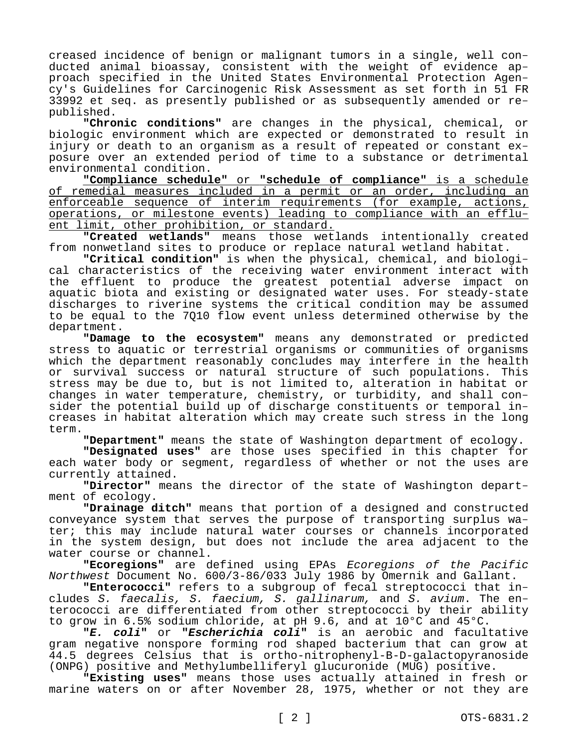creased incidence of benign or malignant tumors in a single, well conducted animal bioassay, consistent with the weight of evidence approach specified in the United States Environmental Protection Agency's Guidelines for Carcinogenic Risk Assessment as set forth in 51 FR 33992 et seq. as presently published or as subsequently amended or republished.

**"Chronic conditions"** are changes in the physical, chemical, or biologic environment which are expected or demonstrated to result in injury or death to an organism as a result of repeated or constant exposure over an extended period of time to a substance or detrimental environmental condition.

<u>**"Compliance schedule"** or **"schedule of compliance"** is a schedule of remedial measures included in a permit or an order, including an enforceable sequence of interim requirements (for example, actions, operations, or milestone events) leading to compliance with an effluent limit, other prohibition, or standard.</u>

**"Created wetlands"** means those wetlands intentionally created from nonwetland sites to produce or replace natural wetland habitat.

**"Critical condition"** is when the physical, chemical, and biological characteristics of the receiving water environment interact with the effluent to produce the greatest potential adverse impact on aquatic biota and existing or designated water uses. For steady-state discharges to riverine systems the critical condition may be assumed to be equal to the 7Q10 flow event unless determined otherwise by the department.

**"Damage to the ecosystem"** means any demonstrated or predicted stress to aquatic or terrestrial organisms or communities of organisms which the department reasonably concludes may interfere in the health or survival success or natural structure of such populations. This stress may be due to, but is not limited to, alteration in habitat or changes in water temperature, chemistry, or turbidity, and shall consider the potential build up of discharge constituents or temporal increases in habitat alteration which may create such stress in the long term.

**"Department"** means the state of Washington department of ecology.

**"Designated uses"** are those uses specified in this chapter for each water body or segment, regardless of whether or not the uses are currently attained.

**"Director"** means the director of the state of Washington department of ecology.

**"Drainage ditch"** means that portion of a designed and constructed conveyance system that serves the purpose of transporting surplus water; this may include natural water courses or channels incorporated in the system design, but does not include the area adjacent to the water course or channel.

**"Ecoregions"** are defined using EPAs *Ecoregions of the Pacific Northwest* Document No. 600/3-86/033 July 1986 by Omernik and Gallant.

**"Enterococci"** refers to a subgroup of fecal streptococci that includes *S. faecalis, S. faecium, S. gallinarum,* and *S. avium*. The enterococci are differentiated from other streptococci by their ability to grow in 6.5% sodium chloride, at pH 9.6, and at 10°C and 45°C.

**"*E. coli*"** or **"*Escherichia coli*"** is an aerobic and facultative gram negative nonspore forming rod shaped bacterium that can grow at 44.5 degrees Celsius that is ortho-nitrophenyl-B-D-galactopyranoside (ONPG) positive and Methylumbelliferyl glucuronide (MUG) positive.

**"Existing uses"** means those uses actually attained in fresh or marine waters on or after November 28, 1975, whether or not they are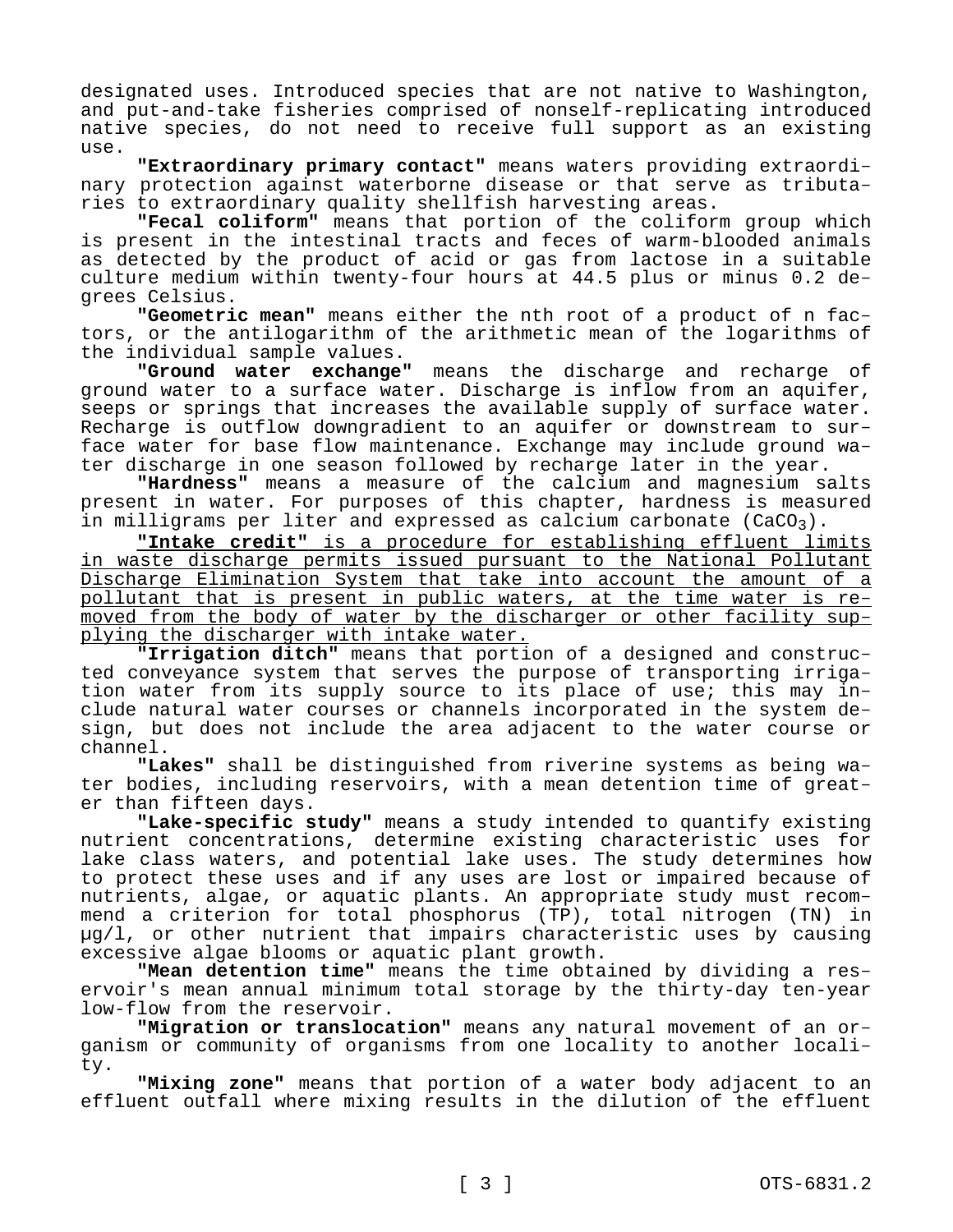designated uses. Introduced species that are not native to Washington, and put-and-take fisheries comprised of nonself-replicating introduced native species, do not need to receive full support as an existing use.

**"Extraordinary primary contact"** means waters providing extraordinary protection against waterborne disease or that serve as tributaries to extraordinary quality shellfish harvesting areas.

**"Fecal coliform"** means that portion of the coliform group which is present in the intestinal tracts and feces of warm-blooded animals as detected by the product of acid or gas from lactose in a suitable culture medium within twenty-four hours at 44.5 plus or minus 0.2 degrees Celsius.

**"Geometric mean"** means either the nth root of a product of n factors, or the antilogarithm of the arithmetic mean of the logarithms of the individual sample values.

**"Ground water exchange"** means the discharge and recharge of ground water to a surface water. Discharge is inflow from an aquifer, seeps or springs that increases the available supply of surface water. Recharge is outflow downgradient to an aquifer or downstream to surface water for base flow maintenance. Exchange may include ground water discharge in one season followed by recharge later in the year.

**"Hardness"** means a measure of the calcium and magnesium salts present in water. For purposes of this chapter, hardness is measured in milligrams per liter and expressed as calcium carbonate ($CaCO_3$).

<u>**"Intake credit"** is a procedure for establishing effluent limits in waste discharge permits issued pursuant to the National Pollutant Discharge Elimination System that take into account the amount of a pollutant that is present in public waters, at the time water is removed from the body of water by the discharger or other facility supplying the discharger with intake water.</u>

**"Irrigation ditch"** means that portion of a designed and constructed conveyance system that serves the purpose of transporting irrigation water from its supply source to its place of use; this may include natural water courses or channels incorporated in the system design, but does not include the area adjacent to the water course or channel.

**"Lakes"** shall be distinguished from riverine systems as being water bodies, including reservoirs, with a mean detention time of greater than fifteen days.

**"Lake-specific study"** means a study intended to quantify existing nutrient concentrations, determine existing characteristic uses for lake class waters, and potential lake uses. The study determines how to protect these uses and if any uses are lost or impaired because of nutrients, algae, or aquatic plants. An appropriate study must recommend a criterion for total phosphorus (TP), total nitrogen (TN) in µg/l, or other nutrient that impairs characteristic uses by causing excessive algae blooms or aquatic plant growth.

**"Mean detention time"** means the time obtained by dividing a reservoir's mean annual minimum total storage by the thirty-day ten-year low-flow from the reservoir.

**"Migration or translocation"** means any natural movement of an organism or community of organisms from one locality to another locality.

**"Mixing zone"** means that portion of a water body adjacent to an effluent outfall where mixing results in the dilution of the effluent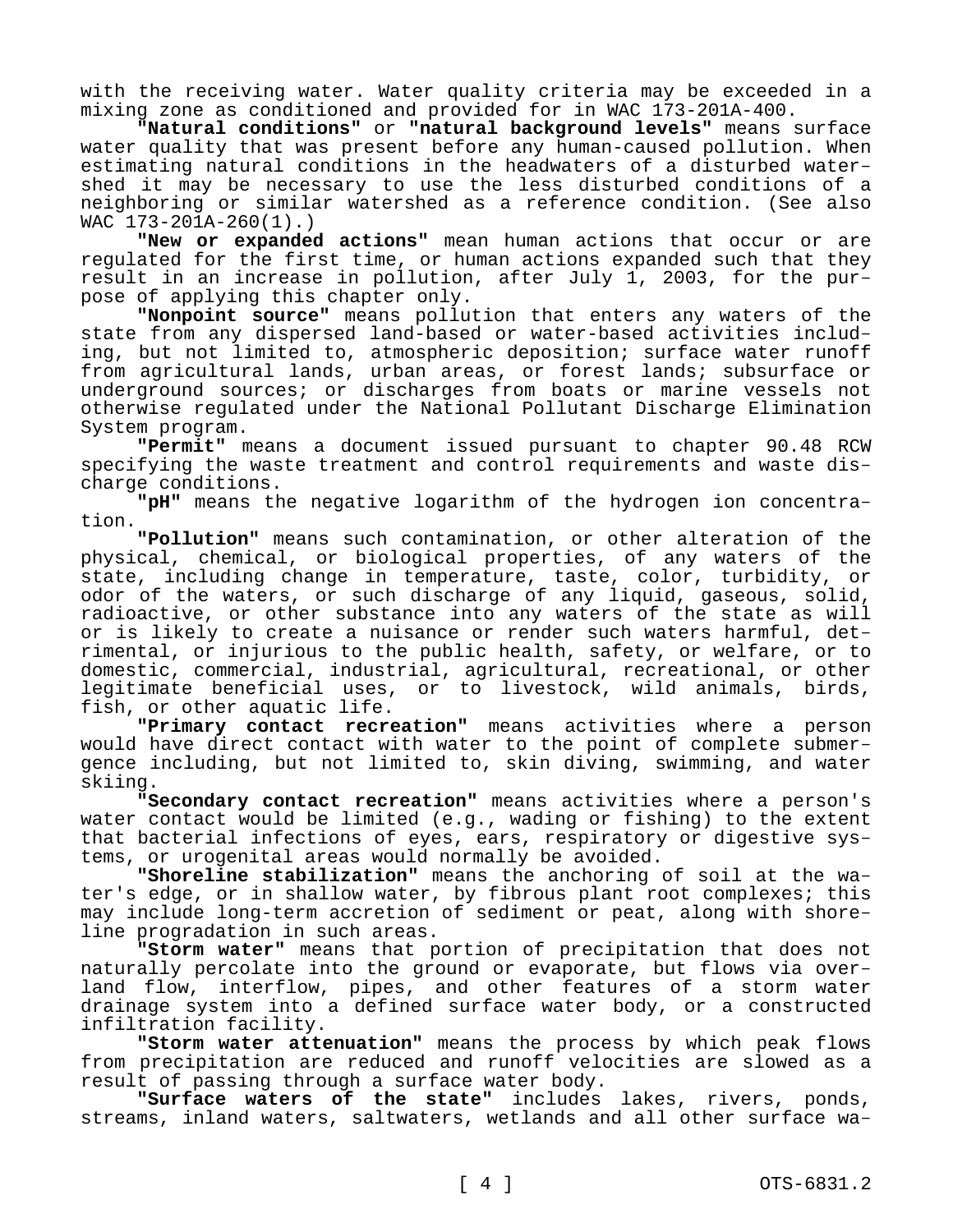with the receiving water. Water quality criteria may be exceeded in a mixing zone as conditioned and provided for in WAC 173-201A-400.

**"Natural conditions"** or **"natural background levels"** means surface water quality that was present before any human-caused pollution. When estimating natural conditions in the headwaters of a disturbed watershed it may be necessary to use the less disturbed conditions of a neighboring or similar watershed as a reference condition. (See also WAC 173-201A-260(1).)

**"New or expanded actions"** mean human actions that occur or are regulated for the first time, or human actions expanded such that they result in an increase in pollution, after July 1, 2003, for the purpose of applying this chapter only.

**"Nonpoint source"** means pollution that enters any waters of the state from any dispersed land-based or water-based activities including, but not limited to, atmospheric deposition; surface water runoff from agricultural lands, urban areas, or forest lands; subsurface or underground sources; or discharges from boats or marine vessels not otherwise regulated under the National Pollutant Discharge Elimination System program.

**"Permit"** means a document issued pursuant to chapter 90.48 RCW specifying the waste treatment and control requirements and waste discharge conditions.

**"pH"** means the negative logarithm of the hydrogen ion concentration.

**"Pollution"** means such contamination, or other alteration of the physical, chemical, or biological properties, of any waters of the state, including change in temperature, taste, color, turbidity, or odor of the waters, or such discharge of any liquid, gaseous, solid, radioactive, or other substance into any waters of the state as will or is likely to create a nuisance or render such waters harmful, detrimental, or injurious to the public health, safety, or welfare, or to domestic, commercial, industrial, agricultural, recreational, or other legitimate beneficial uses, or to livestock, wild animals, birds, fish, or other aquatic life.

**"Primary contact recreation"** means activities where a person would have direct contact with water to the point of complete submergence including, but not limited to, skin diving, swimming, and water skiing.

**"Secondary contact recreation"** means activities where a person's water contact would be limited (e.g., wading or fishing) to the extent that bacterial infections of eyes, ears, respiratory or digestive systems, or urogenital areas would normally be avoided.

**"Shoreline stabilization"** means the anchoring of soil at the water's edge, or in shallow water, by fibrous plant root complexes; this may include long-term accretion of sediment or peat, along with shoreline progradation in such areas.

**"Storm water"** means that portion of precipitation that does not naturally percolate into the ground or evaporate, but flows via overland flow, interflow, pipes, and other features of a storm water drainage system into a defined surface water body, or a constructed infiltration facility.

**"Storm water attenuation"** means the process by which peak flows from precipitation are reduced and runoff velocities are slowed as a result of passing through a surface water body.

**"Surface waters of the state"** includes lakes, rivers, ponds, streams, inland waters, saltwaters, wetlands and all other surface wa-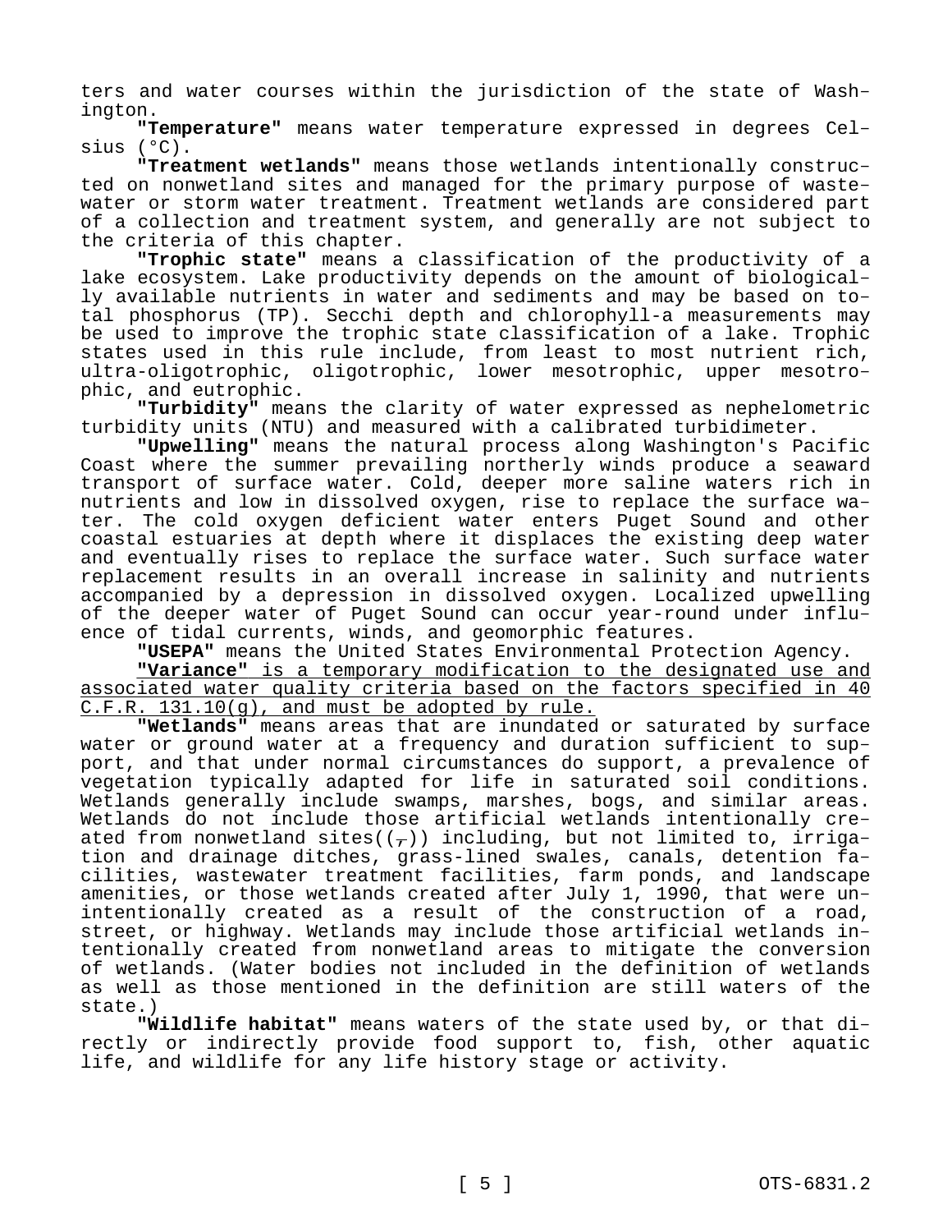ters and water courses within the jurisdiction of the state of Washington.

**"Temperature"** means water temperature expressed in degrees Celsius (°C).

**"Treatment wetlands"** means those wetlands intentionally constructed on nonwetland sites and managed for the primary purpose of wastewater or storm water treatment. Treatment wetlands are considered part of a collection and treatment system, and generally are not subject to the criteria of this chapter.

**"Trophic state"** means a classification of the productivity of a lake ecosystem. Lake productivity depends on the amount of biologically available nutrients in water and sediments and may be based on total phosphorus (TP). Secchi depth and chlorophyll-a measurements may be used to improve the trophic state classification of a lake. Trophic states used in this rule include, from least to most nutrient rich, ultra-oligotrophic, oligotrophic, lower mesotrophic, upper mesotrophic, and eutrophic.

**"Turbidity"** means the clarity of water expressed as nephelometric turbidity units (NTU) and measured with a calibrated turbidimeter.

**"Upwelling"** means the natural process along Washington's Pacific Coast where the summer prevailing northerly winds produce a seaward transport of surface water. Cold, deeper more saline waters rich in nutrients and low in dissolved oxygen, rise to replace the surface water. The cold oxygen deficient water enters Puget Sound and other coastal estuaries at depth where it displaces the existing deep water and eventually rises to replace the surface water. Such surface water replacement results in an overall increase in salinity and nutrients accompanied by a depression in dissolved oxygen. Localized upwelling of the deeper water of Puget Sound can occur year-round under influence of tidal currents, winds, and geomorphic features.

**"USEPA"** means the United States Environmental Protection Agency.

<u>**"Variance"** is a temporary modification to the designated use and associated water quality criteria based on the factors specified in 40 C.F.R. 131.10(g), and must be adopted by rule.</u>

**"Wetlands"** means areas that are inundated or saturated by surface water or ground water at a frequency and duration sufficient to support, and that under normal circumstances do support, a prevalence of vegetation typically adapted for life in saturated soil conditions. Wetlands generally include swamps, marshes, bogs, and similar areas. Wetlands do not include those artificial wetlands intentionally created from nonwetland sites((~~,~~)) including, but not limited to, irrigation and drainage ditches, grass-lined swales, canals, detention facilities, wastewater treatment facilities, farm ponds, and landscape amenities, or those wetlands created after July 1, 1990, that were unintentionally created as a result of the construction of a road, street, or highway. Wetlands may include those artificial wetlands intentionally created from nonwetland areas to mitigate the conversion of wetlands. (Water bodies not included in the definition of wetlands as well as those mentioned in the definition are still waters of the state.)

**"Wildlife habitat"** means waters of the state used by, or that directly or indirectly provide food support to, fish, other aquatic life, and wildlife for any life history stage or activity.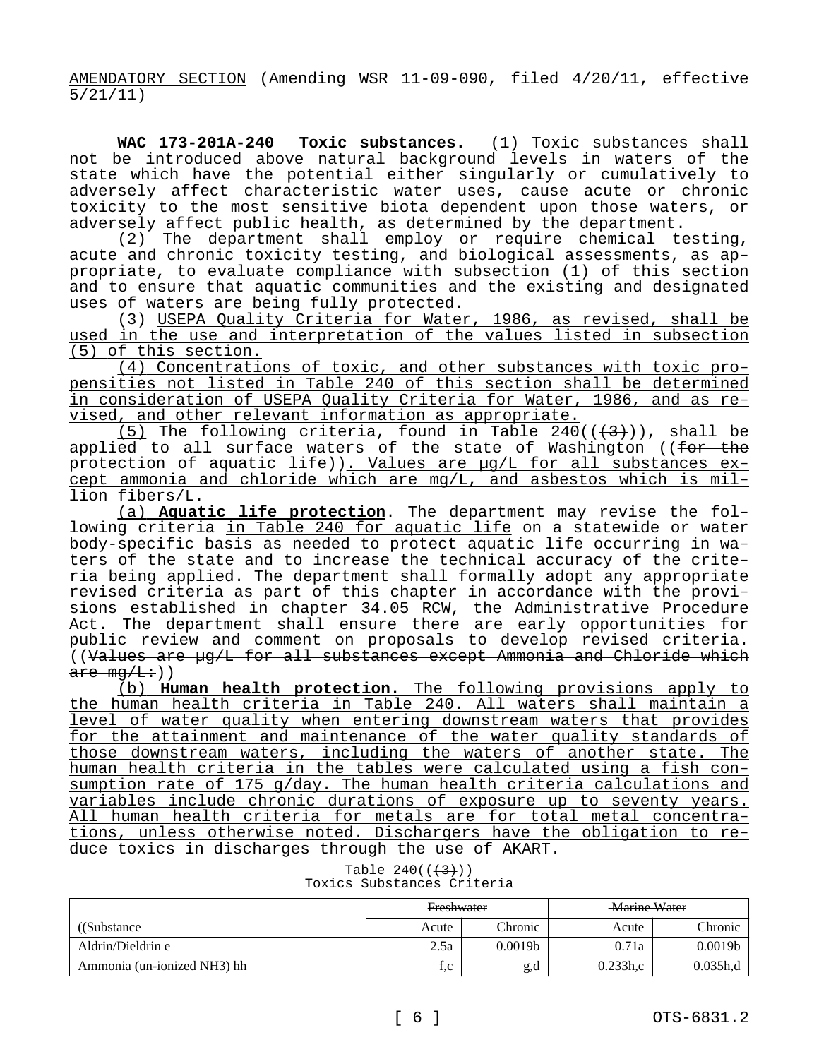AMENDATORY SECTION (Amending WSR 11-09-090, filed 4/20/11, effective 5/21/11)

**WAC 173-201A-240 Toxic substances.** (1) Toxic substances shall not be introduced above natural background levels in waters of the state which have the potential either singularly or cumulatively to adversely affect characteristic water uses, cause acute or chronic toxicity to the most sensitive biota dependent upon those waters, or adversely affect public health, as determined by the department.

(2) The department shall employ or require chemical testing, acute and chronic toxicity testing, and biological assessments, as appropriate, to evaluate compliance with subsection (1) of this section and to ensure that aquatic communities and the existing and designated uses of waters are being fully protected.

(3) USEPA Quality Criteria for Water, 1986, as revised, shall be used in the use and interpretation of the values listed in subsection (5) of this section.

(4) Concentrations of toxic, and other substances with toxic propensities not listed in Table 240 of this section shall be determined in consideration of USEPA Quality Criteria for Water, 1986, and as revised, and other relevant information as appropriate.

(5) The following criteria, found in Table 240((~~(3)~~)), shall be applied to all surface waters of the state of Washington ((~~for the protection of aquatic life~~)). Values are µg/L for all substances except ammonia and chloride which are mg/L, and asbestos which is million fibers/L.

(a) **Aquatic life protection**. The department may revise the following criteria in Table 240 for aquatic life on a statewide or water body-specific basis as needed to protect aquatic life occurring in waters of the state and to increase the technical accuracy of the criteria being applied. The department shall formally adopt any appropriate revised criteria as part of this chapter in accordance with the provisions established in chapter 34.05 RCW, the Administrative Procedure Act. The department shall ensure there are early opportunities for public review and comment on proposals to develop revised criteria. ((~~Values are µg/L for all substances except Ammonia and Chloride which are mg/L:~~))

(b) **Human health protection.** The following provisions apply to the human health criteria in Table 240. All waters shall maintain a level of water quality when entering downstream waters that provides for the attainment and maintenance of the water quality standards of those downstream waters, including the waters of another state. The human health criteria in the tables were calculated using a fish consumption rate of 175 g/day. The human health criteria calculations and variables include chronic durations of exposure up to seventy years. All human health criteria for metals are for total metal concentrations, unless otherwise noted. Dischargers have the obligation to reduce toxics in discharges through the use of AKART.

Table 240((~~(3)~~))
Toxics Substances Criteria

| | ~~Freshwater~~ | | ~~Marine Water~~ | |
|---|---|---|---|---|
| ((~~Substance~~ | ~~Acute~~ | ~~Chronic~~ | ~~Acute~~ | ~~Chronic~~ |
| ~~Aldrin/Dieldrin e~~ | ~~2.5a~~ | ~~0.0019b~~ | ~~0.71a~~ | ~~0.0019b~~ |
| ~~Ammonia (un-ionized NH3) hh~~ | ~~f,c~~ | ~~g,d~~ | ~~0.233h,c~~ | ~~0.035h,d~~ |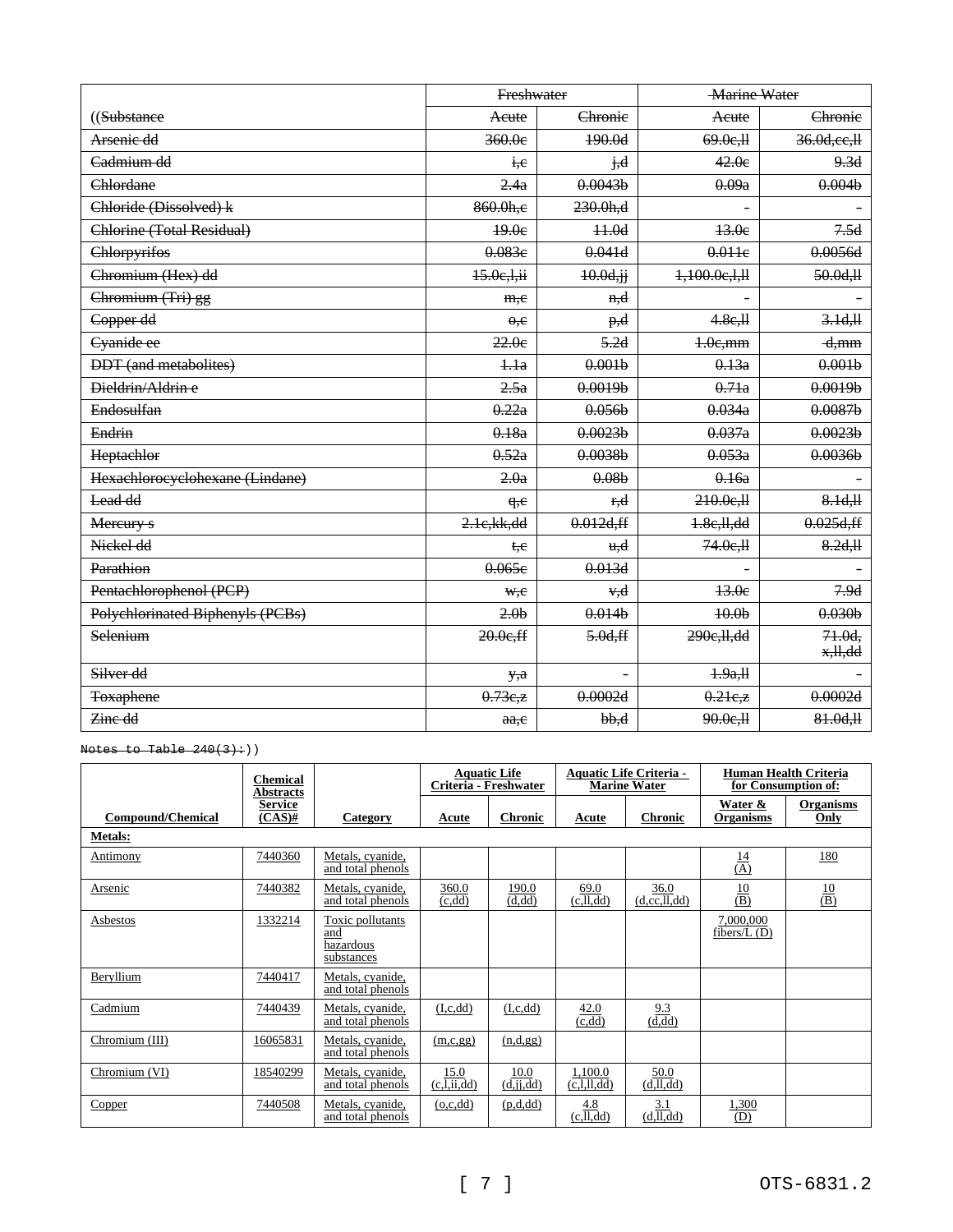| | Freshwater | | Marine Water | |
|---|---|---|---|---|
| ((Substance | Acute | Chronic | Acute | Chronic |
| Arsenic dd | 360.0c | 190.0d | 69.0c,ll | 36.0d,cc,ll |
| Cadmium dd | i,c | j,d | 42.0c | 9.3d |
| Chlordane | 2.4a | 0.0043b | 0.09a | 0.004b |
| Chloride (Dissolved) k | 860.0h,c | 230.0h,d | - | - |
| Chlorine (Total Residual) | 19.0c | 11.0d | 13.0c | 7.5d |
| Chlorpyrifos | 0.083c | 0.041d | 0.011c | 0.0056d |
| Chromium (Hex) dd | 15.0c,l,ii | 10.0d,jj | 1,100.0c,l,ll | 50.0d,ll |
| Chromium (Tri) gg | m,c | n,d | - | - |
| Copper dd | o,c | p,d | 4.8c,ll | 3.1d,ll |
| Cyanide ee | 22.0c | 5.2d | 1.0c,mm | -d,mm |
| DDT (and metabolites) | 1.1a | 0.001b | 0.13a | 0.001b |
| Dieldrin/Aldrin e | 2.5a | 0.0019b | 0.71a | 0.0019b |
| Endosulfan | 0.22a | 0.056b | 0.034a | 0.0087b |
| Endrin | 0.18a | 0.0023b | 0.037a | 0.0023b |
| Heptachlor | 0.52a | 0.0038b | 0.053a | 0.0036b |
| Hexachlorocyclohexane (Lindane) | 2.0a | 0.08b | 0.16a | - |
| Lead dd | q,c | r,d | 210.0c,ll | 8.1d,ll |
| Mercury s | 2.1c,kk,dd | 0.012d,ff | 1.8c,ll,dd | 0.025d,ff |
| Nickel dd | t,c | u,d | 74.0c,ll | 8.2d,ll |
| Parathion | 0.065c | 0.013d | - | - |
| Pentachlorophenol (PCP) | w,c | v,d | 13.0c | 7.9d |
| Polychlorinated Biphenyls (PCBs) | 2.0b | 0.014b | 10.0b | 0.030b |
| Selenium | 20.0c,ff | 5.0d,ff | 290c,ll,dd | 71.0d, x,ll,dd |
| Silver dd | y,a | - | 1.9a,ll | - |
| Toxaphene | 0.73c,z | 0.0002d | 0.21c,z | 0.0002d |
| Zinc dd | aa,c | bb,d | 90.0c,ll | 81.0d,ll |

Notes to Table 240(3):))

| Compound/Chemical | Chemical Abstracts Service (CAS)# | Category | Aquatic Life Criteria - Freshwater | | Aquatic Life Criteria - Marine Water | | Human Health Criteria for Consumption of: | |
|---|---|---|---|---|---|---|---|---|
| | | | Acute | Chronic | Acute | Chronic | Water & Organisms | Organisms Only |
| **Metals:** | | | | | | | | |
| Antimony | 7440360 | Metals, cyanide, and total phenols | | | | | 14 (A) | 180 |
| Arsenic | 7440382 | Metals, cyanide, and total phenols | 360.0 (c,dd) | 190.0 (d,dd) | 69.0 (c,ll,dd) | 36.0 (d,cc,ll,dd) | 10 (B) | 10 (B) |
| Asbestos | 1332214 | Toxic pollutants and hazardous substances | | | | | 7,000,000 fibers/L (D) | |
| Beryllium | 7440417 | Metals, cyanide, and total phenols | | | | | | |
| Cadmium | 7440439 | Metals, cyanide, and total phenols | (I,c,dd) | (I,c,dd) | 42.0 (c,dd) | 9.3 (d,dd) | | |
| Chromium (III) | 16065831 | Metals, cyanide, and total phenols | (m,c,gg) | (n,d,gg) | | | | |
| Chromium (VI) | 18540299 | Metals, cyanide, and total phenols | 15.0 (c,l,ii,dd) | 10.0 (d,jj,dd) | 1,100.0 (c,l,ll,dd) | 50.0 (d,ll,dd) | | |
| Copper | 7440508 | Metals, cyanide, and total phenols | (o,c,dd) | (p,d,dd) | 4.8 (c,ll,dd) | 3.1 (d,ll,dd) | 1,300 (D) | |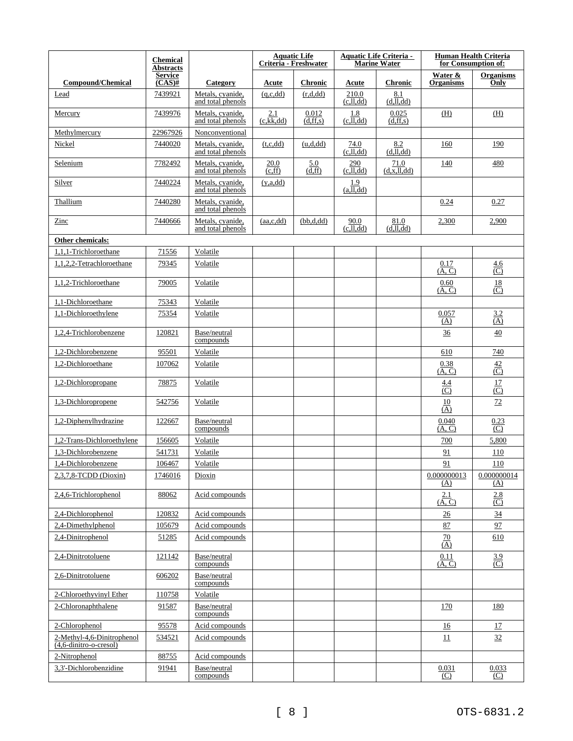| Compound/Chemical | Chemical Abstracts Service (CAS)# | Category | Aquatic Life Criteria - Freshwater | | Aquatic Life Criteria - Marine Water | | Human Health Criteria for Consumption of: | |
|---|---|---|---|---|---|---|---|---|
| | | | Acute | Chronic | Acute | Chronic | Water & Organisms | Organisms Only |
| Lead | 7439921 | Metals, cyanide, and total phenols | (q,c,dd) | (r,d,dd) | 210.0 (c,ll,dd) | 8.1 (d,ll,dd) | | |
| Mercury | 7439976 | Metals, cyanide, and total phenols | 2.1 (c,kk,dd) | 0.012 (d,ff,s) | 1.8 (c,ll,dd) | 0.025 (d,ff,s) | (H) | (H) |
| Methylmercury | 22967926 | Nonconventional | | | | | | |
| Nickel | 7440020 | Metals, cyanide, and total phenols | (t,c,dd) | (u,d,dd) | 74.0 (c,ll,dd) | 8.2 (d,ll,dd) | 160 | 190 |
| Selenium | 7782492 | Metals, cyanide, and total phenols | 20.0 (c,ff) | 5.0 (d,ff) | 290 (c,ll,dd) | 71.0 (d,x,ll,dd) | 140 | 480 |
| Silver | 7440224 | Metals, cyanide, and total phenols | (y,a,dd) | | 1.9 (a,ll,dd) | | | |
| Thallium | 7440280 | Metals, cyanide, and total phenols | | | | | 0.24 | 0.27 |
| Zinc | 7440666 | Metals, cyanide, and total phenols | (aa,c,dd) | (bb,d,dd) | 90.0 (c,ll,dd) | 81.0 (d,ll,dd) | 2,300 | 2,900 |
| **Other chemicals:** | | | | | | | | |
| 1,1,1-Trichloroethane | 71556 | Volatile | | | | | | |
| 1,1,2,2-Tetrachloroethane | 79345 | Volatile | | | | | 0.17 (A, C) | 4.6 (C) |
| 1,1,2-Trichloroethane | 79005 | Volatile | | | | | 0.60 (A, C) | 18 (C) |
| 1,1-Dichloroethane | 75343 | Volatile | | | | | | |
| 1,1-Dichloroethylene | 75354 | Volatile | | | | | 0.057 (A) | 3.2 (A) |
| 1,2,4-Trichlorobenzene | 120821 | Base/neutral compounds | | | | | 36 | 40 |
| 1,2-Dichlorobenzene | 95501 | Volatile | | | | | 610 | 740 |
| 1,2-Dichloroethane | 107062 | Volatile | | | | | 0.38 (A, C) | 42 (C) |
| 1,2-Dichloropropane | 78875 | Volatile | | | | | 4.4 (C) | 17 (C) |
| 1,3-Dichloropropene | 542756 | Volatile | | | | | 10 (A) | 72 |
| 1,2-Diphenylhydrazine | 122667 | Base/neutral compounds | | | | | 0.040 (A, C) | 0.23 (C) |
| 1,2-Trans-Dichloroethylene | 156605 | Volatile | | | | | 700 | 5,800 |
| 1,3-Dichlorobenzene | 541731 | Volatile | | | | | 91 | 110 |
| 1,4-Dichlorobenzene | 106467 | Volatile | | | | | 91 | 110 |
| 2,3,7,8-TCDD (Dioxin) | 1746016 | Dioxin | | | | | 0.000000013 (A) | 0.000000014 (A) |
| 2,4,6-Trichlorophenol | 88062 | Acid compounds | | | | | 2.1 (A, C) | 2.8 (C) |
| 2,4-Dichlorophenol | 120832 | Acid compounds | | | | | 26 | 34 |
| 2,4-Dimethylphenol | 105679 | Acid compounds | | | | | 87 | 97 |
| 2,4-Dinitrophenol | 51285 | Acid compounds | | | | | 70 (A) | 610 |
| 2,4-Dinitrotoluene | 121142 | Base/neutral compounds | | | | | 0.11 (A, C) | 3.9 (C) |
| 2,6-Dinitrotoluene | 606202 | Base/neutral compounds | | | | | | |
| 2-Chloroethyvinyl Ether | 110758 | Volatile | | | | | | |
| 2-Chloronaphthalene | 91587 | Base/neutral compounds | | | | | 170 | 180 |
| 2-Chlorophenol | 95578 | Acid compounds | | | | | 16 | 17 |
| 2-Methyl-4,6-Dinitrophenol (4,6-dinitro-o-cresol) | 534521 | Acid compounds | | | | | 11 | 32 |
| 2-Nitrophenol | 88755 | Acid compounds | | | | | | |
| 3,3'-Dichlorobenzidine | 91941 | Base/neutral compounds | | | | | 0.031 (C) | 0.033 (C) |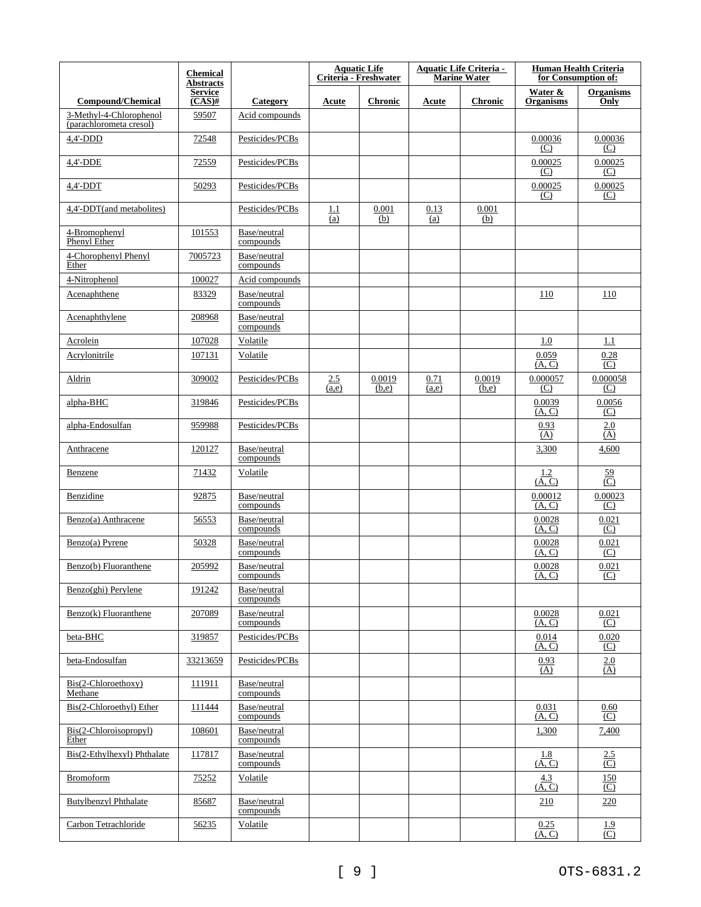| Compound/Chemical | Chemical Abstracts Service (CAS)# | Category | Aquatic Life Criteria - Freshwater | | Aquatic Life Criteria - Marine Water | | Human Health Criteria for Consumption of: | |
|---|---|---|---|---|---|---|---|---|
| | | | Acute | Chronic | Acute | Chronic | Water & Organisms | Organisms Only |
| 3-Methyl-4-Chlorophenol (parachlorometa cresol) | 59507 | Acid compounds | | | | | | |
| 4,4'-DDD | 72548 | Pesticides/PCBs | | | | | 0.00036 (C) | 0.00036 (C) |
| 4,4'-DDE | 72559 | Pesticides/PCBs | | | | | 0.00025 (C) | 0.00025 (C) |
| 4,4'-DDT | 50293 | Pesticides/PCBs | | | | | 0.00025 (C) | 0.00025 (C) |
| 4,4'-DDT(and metabolites) | | Pesticides/PCBs | 1.1 (a) | 0.001 (b) | 0.13 (a) | 0.001 (b) | | |
| 4-Bromophenyl Phenyl Ether | 101553 | Base/neutral compounds | | | | | | |
| 4-Chorophenyl Phenyl Ether | 7005723 | Base/neutral compounds | | | | | | |
| 4-Nitrophenol | 100027 | Acid compounds | | | | | | |
| Acenaphthene | 83329 | Base/neutral compounds | | | | | 110 | 110 |
| Acenaphthylene | 208968 | Base/neutral compounds | | | | | | |
| Acrolein | 107028 | Volatile | | | | | 1.0 | 1.1 |
| Acrylonitrile | 107131 | Volatile | | | | | 0.059 (A, C) | 0.28 (C) |
| Aldrin | 309002 | Pesticides/PCBs | 2.5 (a,e) | 0.0019 (b,e) | 0.71 (a,e) | 0.0019 (b,e) | 0.000057 (C) | 0.000058 (C) |
| alpha-BHC | 319846 | Pesticides/PCBs | | | | | 0.0039 (A, C) | 0.0056 (C) |
| alpha-Endosulfan | 959988 | Pesticides/PCBs | | | | | 0.93 (A) | 2.0 (A) |
| Anthracene | 120127 | Base/neutral compounds | | | | | 3,300 | 4,600 |
| Benzene | 71432 | Volatile | | | | | 1.2 (A, C) | 59 (C) |
| Benzidine | 92875 | Base/neutral compounds | | | | | 0.00012 (A, C) | 0.00023 (C) |
| Benzo(a) Anthracene | 56553 | Base/neutral compounds | | | | | 0.0028 (A, C) | 0.021 (C) |
| Benzo(a) Pyrene | 50328 | Base/neutral compounds | | | | | 0.0028 (A, C) | 0.021 (C) |
| Benzo(b) Fluoranthene | 205992 | Base/neutral compounds | | | | | 0.0028 (A, C) | 0.021 (C) |
| Benzo(ghi) Perylene | 191242 | Base/neutral compounds | | | | | | |
| Benzo(k) Fluoranthene | 207089 | Base/neutral compounds | | | | | 0.0028 (A, C) | 0.021 (C) |
| beta-BHC | 319857 | Pesticides/PCBs | | | | | 0.014 (A, C) | 0.020 (C) |
| beta-Endosulfan | 33213659 | Pesticides/PCBs | | | | | 0.93 (A) | 2.0 (A) |
| Bis(2-Chloroethoxy) Methane | 111911 | Base/neutral compounds | | | | | | |
| Bis(2-Chloroethyl) Ether | 111444 | Base/neutral compounds | | | | | 0.031 (A, C) | 0.60 (C) |
| Bis(2-Chloroisopropyl) Ether | 108601 | Base/neutral compounds | | | | | 1,300 | 7,400 |
| Bis(2-Ethylhexyl) Phthalate | 117817 | Base/neutral compounds | | | | | 1.8 (A, C) | 2.5 (C) |
| Bromoform | 75252 | Volatile | | | | | 4.3 (A, C) | 150 (C) |
| Butylbenzyl Phthalate | 85687 | Base/neutral compounds | | | | | 210 | 220 |
| Carbon Tetrachloride | 56235 | Volatile | | | | | 0.25 (A, C) | 1.9 (C) |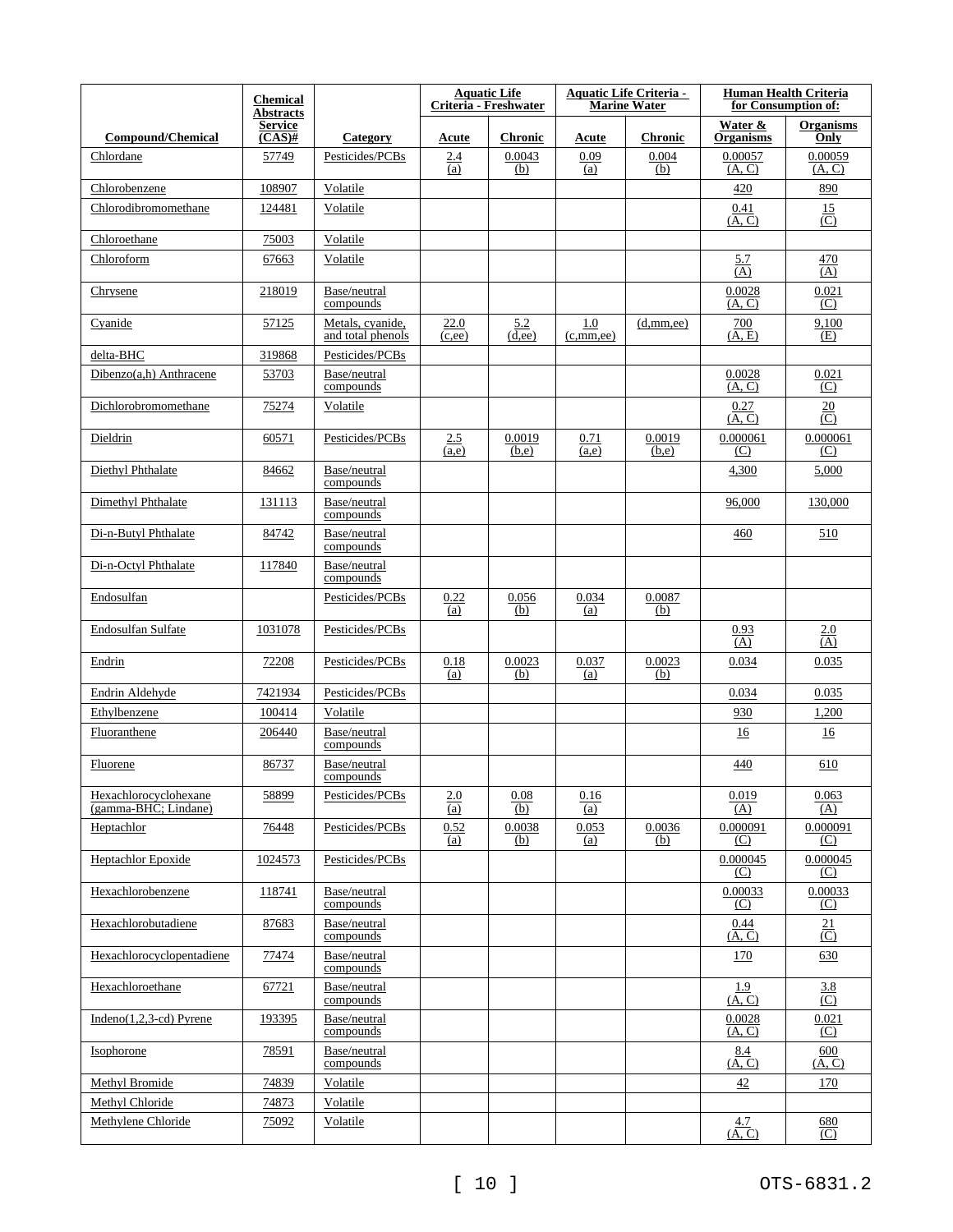| Compound/Chemical | Chemical Abstracts Service (CAS)# | Category | Aquatic Life Criteria - Freshwater | | Aquatic Life Criteria - Marine Water | | Human Health Criteria for Consumption of: | |
|---|---|---|---|---|---|---|---|---|
| | | | Acute | Chronic | Acute | Chronic | Water & Organisms | Organisms Only |
| Chlordane | 57749 | Pesticides/PCBs | 2.4 (a) | 0.0043 (b) | 0.09 (a) | 0.004 (b) | 0.00057 (A, C) | 0.00059 (A, C) |
| Chlorobenzene | 108907 | Volatile | | | | | 420 | 890 |
| Chlorodibromomethane | 124481 | Volatile | | | | | 0.41 (A, C) | 15 (C) |
| Chloroethane | 75003 | Volatile | | | | | | |
| Chloroform | 67663 | Volatile | | | | | 5.7 (A) | 470 (A) |
| Chrysene | 218019 | Base/neutral compounds | | | | | 0.0028 (A, C) | 0.021 (C) |
| Cyanide | 57125 | Metals, cyanide, and total phenols | 22.0 (c,ee) | 5.2 (d,ee) | 1.0 (c,mm,ee) | (d,mm,ee) | 700 (A, E) | 9,100 (E) |
| delta-BHC | 319868 | Pesticides/PCBs | | | | | | |
| Dibenzo(a,h) Anthracene | 53703 | Base/neutral compounds | | | | | 0.0028 (A, C) | 0.021 (C) |
| Dichlorobromomethane | 75274 | Volatile | | | | | 0.27 (A, C) | 20 (C) |
| Dieldrin | 60571 | Pesticides/PCBs | 2.5 (a,e) | 0.0019 (b,e) | 0.71 (a,e) | 0.0019 (b,e) | 0.000061 (C) | 0.000061 (C) |
| Diethyl Phthalate | 84662 | Base/neutral compounds | | | | | 4,300 | 5,000 |
| Dimethyl Phthalate | 131113 | Base/neutral compounds | | | | | 96,000 | 130,000 |
| Di-n-Butyl Phthalate | 84742 | Base/neutral compounds | | | | | 460 | 510 |
| Di-n-Octyl Phthalate | 117840 | Base/neutral compounds | | | | | | |
| Endosulfan | | Pesticides/PCBs | 0.22 (a) | 0.056 (b) | 0.034 (a) | 0.0087 (b) | | |
| Endosulfan Sulfate | 1031078 | Pesticides/PCBs | | | | | 0.93 (A) | 2.0 (A) |
| Endrin | 72208 | Pesticides/PCBs | 0.18 (a) | 0.0023 (b) | 0.037 (a) | 0.0023 (b) | 0.034 | 0.035 |
| Endrin Aldehyde | 7421934 | Pesticides/PCBs | | | | | 0.034 | 0.035 |
| Ethylbenzene | 100414 | Volatile | | | | | 930 | 1,200 |
| Fluoranthene | 206440 | Base/neutral compounds | | | | | 16 | 16 |
| Fluorene | 86737 | Base/neutral compounds | | | | | 440 | 610 |
| Hexachlorocyclohexane (gamma-BHC; Lindane) | 58899 | Pesticides/PCBs | 2.0 (a) | 0.08 (b) | 0.16 (a) | | 0.019 (A) | 0.063 (A) |
| Heptachlor | 76448 | Pesticides/PCBs | 0.52 (a) | 0.0038 (b) | 0.053 (a) | 0.0036 (b) | 0.000091 (C) | 0.000091 (C) |
| Heptachlor Epoxide | 1024573 | Pesticides/PCBs | | | | | 0.000045 (C) | 0.000045 (C) |
| Hexachlorobenzene | 118741 | Base/neutral compounds | | | | | 0.00033 (C) | 0.00033 (C) |
| Hexachlorobutadiene | 87683 | Base/neutral compounds | | | | | 0.44 (A, C) | 21 (C) |
| Hexachlorocyclopentadiene | 77474 | Base/neutral compounds | | | | | 170 | 630 |
| Hexachloroethane | 67721 | Base/neutral compounds | | | | | 1.9 (A, C) | 3.8 (C) |
| Indeno(1,2,3-cd) Pyrene | 193395 | Base/neutral compounds | | | | | 0.0028 (A, C) | 0.021 (C) |
| Isophorone | 78591 | Base/neutral compounds | | | | | 8.4 (A, C) | 600 (A, C) |
| Methyl Bromide | 74839 | Volatile | | | | | 42 | 170 |
| Methyl Chloride | 74873 | Volatile | | | | | | |
| Methylene Chloride | 75092 | Volatile | | | | | 4.7 (A, C) | 680 (C) |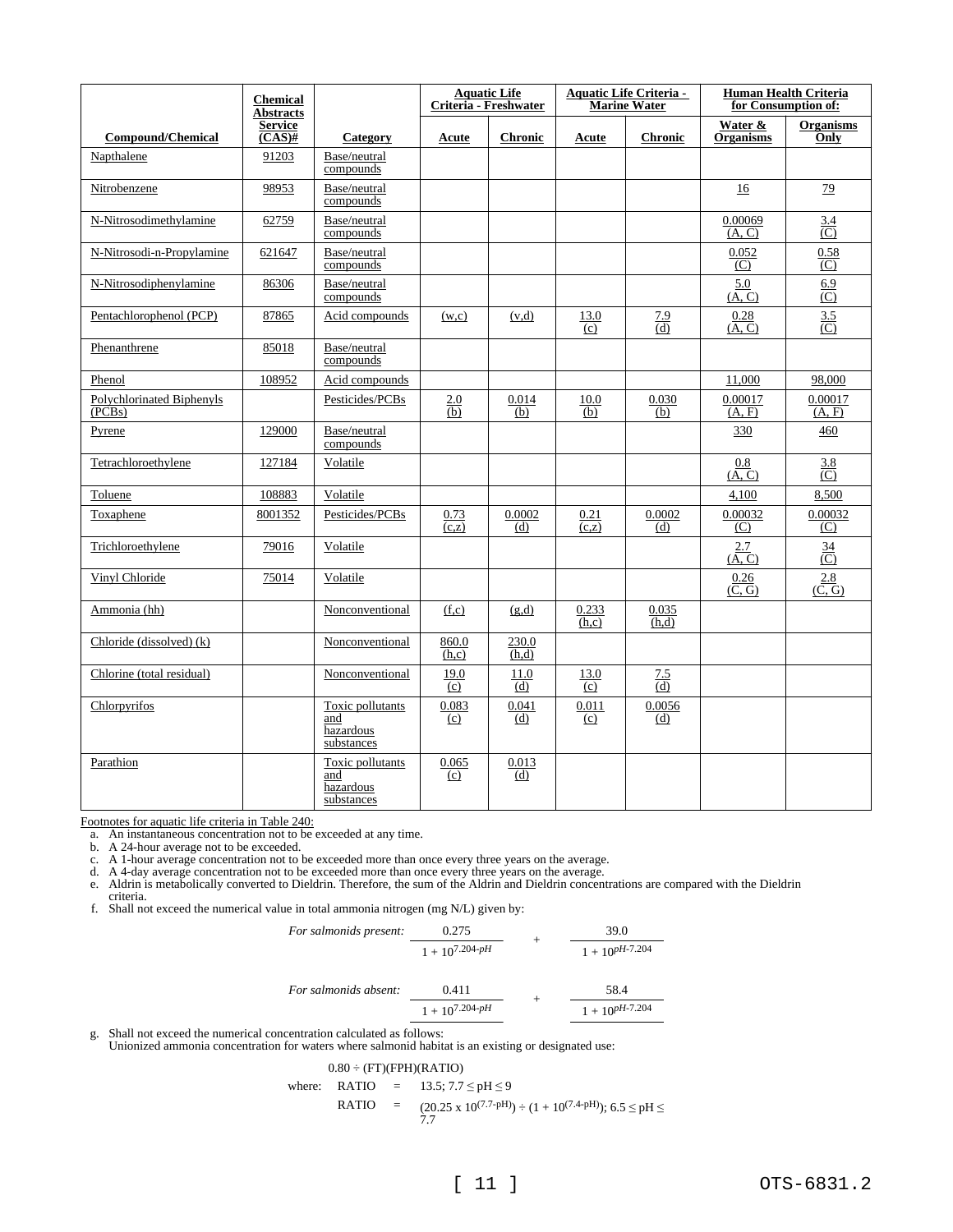| Compound/Chemical | Chemical Abstracts Service (CAS)# | Category | Aquatic Life Criteria - Freshwater | | Aquatic Life Criteria - Marine Water | | Human Health Criteria for Consumption of: | |
|---|---|---|---|---|---|---|---|---|
| | | | Acute | Chronic | Acute | Chronic | Water & Organisms | Organisms Only |
| Napthalene | 91203 | Base/neutral compounds | | | | | | |
| Nitrobenzene | 98953 | Base/neutral compounds | | | | | 16 | 79 |
| N-Nitrosodimethylamine | 62759 | Base/neutral compounds | | | | | 0.00069 (A, C) | 3.4 (C) |
| N-Nitrosodi-n-Propylamine | 621647 | Base/neutral compounds | | | | | 0.052 (C) | 0.58 (C) |
| N-Nitrosodiphenylamine | 86306 | Base/neutral compounds | | | | | 5.0 (A, C) | 6.9 (C) |
| Pentachlorophenol (PCP) | 87865 | Acid compounds | (w,c) | (v,d) | 13.0 (c) | 7.9 (d) | 0.28 (A, C) | 3.5 (C) |
| Phenanthrene | 85018 | Base/neutral compounds | | | | | | |
| Phenol | 108952 | Acid compounds | | | | | 11,000 | 98,000 |
| Polychlorinated Biphenyls (PCBs) | | Pesticides/PCBs | 2.0 (b) | 0.014 (b) | 10.0 (b) | 0.030 (b) | 0.00017 (A, F) | 0.00017 (A, F) |
| Pyrene | 129000 | Base/neutral compounds | | | | | 330 | 460 |
| Tetrachloroethylene | 127184 | Volatile | | | | | 0.8 (A, C) | 3.8 (C) |
| Toluene | 108883 | Volatile | | | | | 4,100 | 8,500 |
| Toxaphene | 8001352 | Pesticides/PCBs | 0.73 (c,z) | 0.0002 (d) | 0.21 (c,z) | 0.0002 (d) | 0.00032 (C) | 0.00032 (C) |
| Trichloroethylene | 79016 | Volatile | | | | | 2.7 (A, C) | 34 (C) |
| Vinyl Chloride | 75014 | Volatile | | | | | 0.26 (C, G) | 2.8 (C, G) |
| Ammonia (hh) | | Nonconventional | (f,c) | (g,d) | 0.233 (h,c) | 0.035 (h,d) | | |
| Chloride (dissolved) (k) | | Nonconventional | 860.0 (h,c) | 230.0 (h,d) | | | | |
| Chlorine (total residual) | | Nonconventional | 19.0 (c) | 11.0 (d) | 13.0 (c) | 7.5 (d) | | |
| Chlorpyrifos | | Toxic pollutants and hazardous substances | 0.083 (c) | 0.041 (d) | 0.011 (c) | 0.0056 (d) | | |
| Parathion | | Toxic pollutants and hazardous substances | 0.065 (c) | 0.013 (d) | | | | |

Footnotes for aquatic life criteria in Table 240:

a. An instantaneous concentration not to be exceeded at any time.

b. A 24-hour average not to be exceeded.

c. A 1-hour average concentration not to be exceeded more than once every three years on the average.

d. A 4-day average concentration not to be exceeded more than once every three years on the average.

e. Aldrin is metabolically converted to Dieldrin. Therefore, the sum of the Aldrin and Dieldrin concentrations are compared with the Dieldrin criteria.

f. Shall not exceed the numerical value in total ammonia nitrogen (mg N/L) given by:

*For salmonids present:*
$$\frac{0.275}{1 + 10^{7.204-pH}} + \frac{39.0}{1 + 10^{pH-7.204}}$$

*For salmonids absent:*
$$\frac{0.411}{1 + 10^{7.204-pH}} + \frac{58.4}{1 + 10^{pH-7.204}}$$

g. Shall not exceed the numerical concentration calculated as follows:
Unionized ammonia concentration for waters where salmonid habitat is an existing or designated use:

$0.80 \div (FT)(FPH)(RATIO)$

where: RATIO = $13.5;\ 7.7 \leq pH \leq 9$

RATIO = $(20.25 \times 10^{(7.7-pH)}) \div (1 + 10^{(7.4-pH)});\ 6.5 \leq pH \leq 7.7$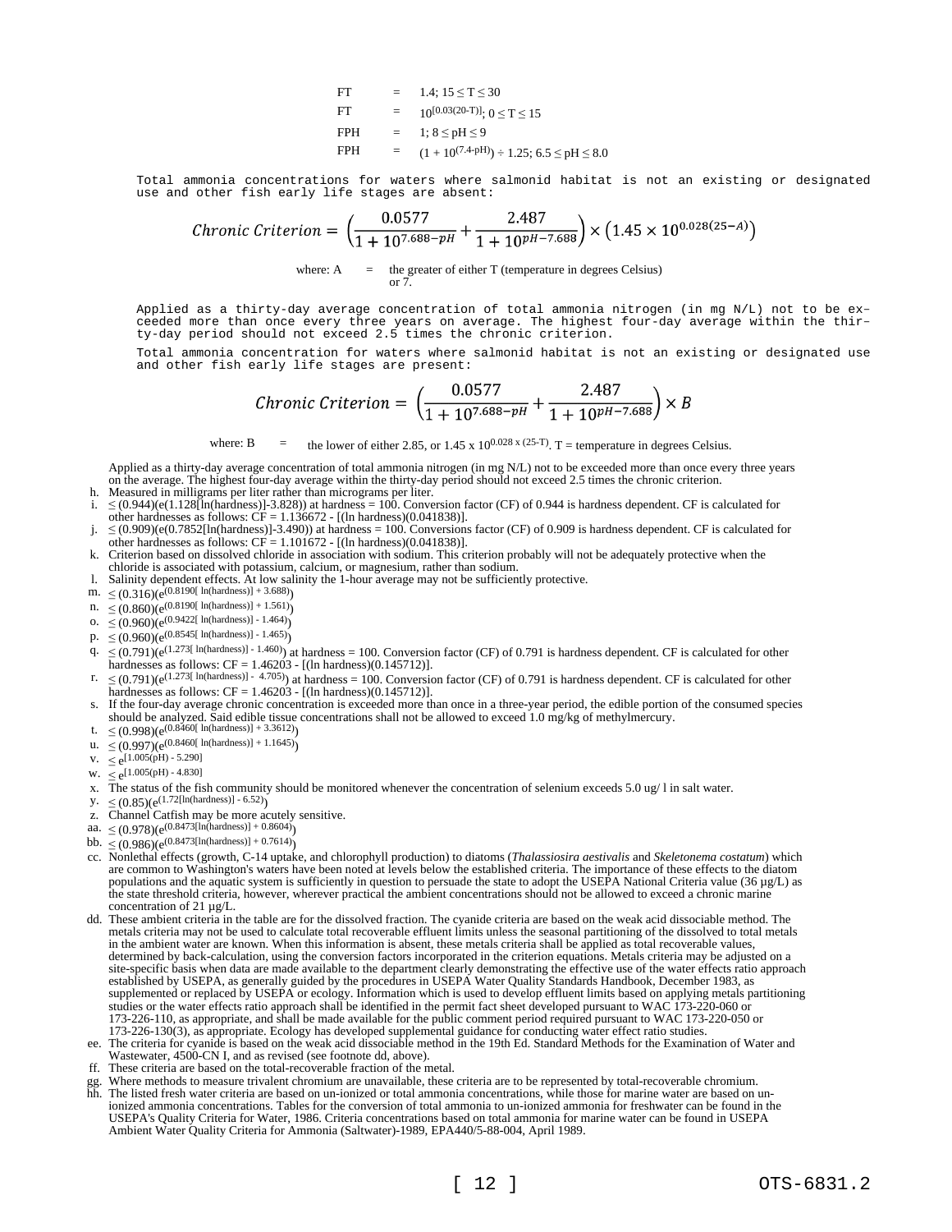FT = 1.4; $15 \le T \le 30$

FT = $10^{[0.03(20-T)]}$; $0 \le T \le 15$

FPH = 1; $8 \le pH \le 9$

FPH = $(1 + 10^{(7.4-pH)}) \div 1.25$; $6.5 \le pH \le 8.0$

Total ammonia concentrations for waters where salmonid habitat is not an existing or designated use and other fish early life stages are absent:

$$Chronic\ Criterion = \left(\frac{0.0577}{1+10^{7.688-pH}} + \frac{2.487}{1+10^{pH-7.688}}\right) \times \left(1.45 \times 10^{0.028(25-A)}\right)$$

where: A = the greater of either T (temperature in degrees Celsius) or 7.

Applied as a thirty-day average concentration of total ammonia nitrogen (in mg N/L) not to be exceeded more than once every three years on average. The highest four-day average within the thirty-day period should not exceed 2.5 times the chronic criterion.

Total ammonia concentration for waters where salmonid habitat is not an existing or designated use and other fish early life stages are present:

$$Chronic\ Criterion = \left(\frac{0.0577}{1+10^{7.688-pH}} + \frac{2.487}{1+10^{pH-7.688}}\right) \times B$$

where: B = the lower of either 2.85, or $1.45 \times 10^{0.028 \times (25-T)}$. T = temperature in degrees Celsius.

Applied as a thirty-day average concentration of total ammonia nitrogen (in mg N/L) not to be exceeded more than once every three years on the average. The highest four-day average within the thirty-day period should not exceed 2.5 times the chronic criterion.

h. Measured in milligrams per liter rather than micrograms per liter.

i. $\le (0.944)(e(1.128[\ln(\text{hardness})]-3.828))$ at hardness = 100. Conversion factor (CF) of 0.944 is hardness dependent. CF is calculated for other hardnesses as follows: CF = 1.136672 - [(ln hardness)(0.041838)].

j. $\le (0.909)(e(0.7852[\ln(\text{hardness})]-3.490))$ at hardness = 100. Conversions factor (CF) of 0.909 is hardness dependent. CF is calculated for other hardnesses as follows: CF = 1.101672 - [(ln hardness)(0.041838)].

k. Criterion based on dissolved chloride in association with sodium. This criterion probably will not be adequately protective when the chloride is associated with potassium, calcium, or magnesium, rather than sodium.

l. Salinity dependent effects. At low salinity the 1-hour average may not be sufficiently protective.

m. $\le (0.316)(e^{(0.8190[\ln(\text{hardness})] + 3.688)})$

n. $\le (0.860)(e^{(0.8190[\ln(\text{hardness})] + 1.561)})$

o. $\le (0.960)(e^{(0.9422[\ln(\text{hardness})] - 1.464)})$

p. $\le (0.960)(e^{(0.8545[\ln(\text{hardness})] - 1.465)})$

q. $\le (0.791)(e^{(1.273[\ln(\text{hardness})] - 1.460)})$ at hardness = 100. Conversion factor (CF) of 0.791 is hardness dependent. CF is calculated for other hardnesses as follows: CF = 1.46203 - [(ln hardness)(0.145712)].

r. $\le (0.791)(e^{(1.273[\ln(\text{hardness})] - 4.705)})$ at hardness = 100. Conversion factor (CF) of 0.791 is hardness dependent. CF is calculated for other hardnesses as follows: CF = 1.46203 - [(ln hardness)(0.145712)].

s. If the four-day average chronic concentration is exceeded more than once in a three-year period, the edible portion of the consumed species should be analyzed. Said edible tissue concentrations shall not be allowed to exceed 1.0 mg/kg of methylmercury.

t. $\le (0.998)(e^{(0.8460[\ln(\text{hardness})] + 3.3612)})$

u. $\le (0.997)(e^{(0.8460[\ln(\text{hardness})] + 1.1645)})$

v. $\le e^{[1.005(pH) - 5.290]}$

w. $\le e^{[1.005(pH) - 4.830]}$

x. The status of the fish community should be monitored whenever the concentration of selenium exceeds 5.0 ug/ l in salt water.

y. $\le (0.85)(e^{(1.72[\ln(\text{hardness})] - 6.52)})$

z. Channel Catfish may be more acutely sensitive.

aa. $\le (0.978)(e^{(0.8473[\ln(\text{hardness})] + 0.8604)})$

bb. $\le (0.986)(e^{(0.8473[\ln(\text{hardness})] + 0.7614)})$

cc. Nonlethal effects (growth, C-14 uptake, and chlorophyll production) to diatoms (*Thalassiosira aestivalis* and *Skeletonema costatum*) which are common to Washington's waters have been noted at levels below the established criteria. The importance of these effects to the diatom populations and the aquatic system is sufficiently in question to persuade the state to adopt the USEPA National Criteria value (36 µg/L) as the state threshold criteria, however, wherever practical the ambient concentrations should not be allowed to exceed a chronic marine concentration of 21 µg/L.

dd. These ambient criteria in the table are for the dissolved fraction. The cyanide criteria are based on the weak acid dissociable method. The metals criteria may not be used to calculate total recoverable effluent limits unless the seasonal partitioning of the dissolved to total metals in the ambient water are known. When this information is absent, these metals criteria shall be applied as total recoverable values, determined by back-calculation, using the conversion factors incorporated in the criterion equations. Metals criteria may be adjusted on a site-specific basis when data are made available to the department clearly demonstrating the effective use of the water effects ratio approach established by USEPA, as generally guided by the procedures in USEPA Water Quality Standards Handbook, December 1983, as supplemented or replaced by USEPA or ecology. Information which is used to develop effluent limits based on applying metals partitioning studies or the water effects ratio approach shall be identified in the permit fact sheet developed pursuant to WAC 173-220-060 or 173-226-110, as appropriate, and shall be made available for the public comment period required pursuant to WAC 173-220-050 or 173-226-130(3), as appropriate. Ecology has developed supplemental guidance for conducting water effect ratio studies.

ee. The criteria for cyanide is based on the weak acid dissociable method in the 19th Ed. Standard Methods for the Examination of Water and Wastewater, 4500-CN I, and as revised (see footnote dd, above).

ff. These criteria are based on the total-recoverable fraction of the metal.

gg. Where methods to measure trivalent chromium are unavailable, these criteria are to be represented by total-recoverable chromium.

hh. The listed fresh water criteria are based on un-ionized or total ammonia concentrations, while those for marine water are based on un-ionized ammonia concentrations. Tables for the conversion of total ammonia to un-ionized ammonia for freshwater can be found in the USEPA's Quality Criteria for Water, 1986. Criteria concentrations based on total ammonia for marine water can be found in USEPA Ambient Water Quality Criteria for Ammonia (Saltwater)-1989, EPA440/5-88-004, April 1989.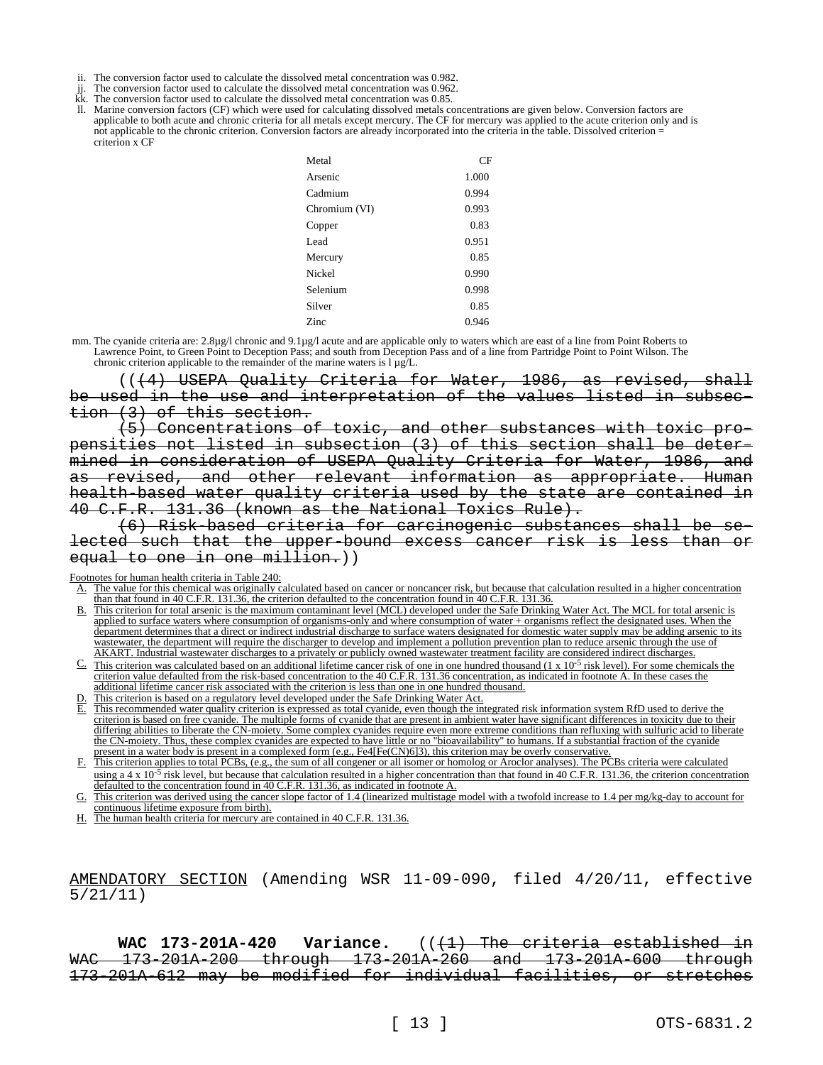ii. The conversion factor used to calculate the dissolved metal concentration was 0.982.
jj. The conversion factor used to calculate the dissolved metal concentration was 0.962.
kk. The conversion factor used to calculate the dissolved metal concentration was 0.85.
ll. Marine conversion factors (CF) which were used for calculating dissolved metals concentrations are given below. Conversion factors are applicable to both acute and chronic criteria for all metals except mercury. The CF for mercury was applied to the acute criterion only and is not applicable to the chronic criterion. Conversion factors are already incorporated into the criteria in the table. Dissolved criterion = criterion x CF

| Metal | CF |
|---|---|
| Arsenic | 1.000 |
| Cadmium | 0.994 |
| Chromium (VI) | 0.993 |
| Copper | 0.83 |
| Lead | 0.951 |
| Mercury | 0.85 |
| Nickel | 0.990 |
| Selenium | 0.998 |
| Silver | 0.85 |
| Zinc | 0.946 |

mm. The cyanide criteria are: 2.8µg/l chronic and 9.1µg/l acute and are applicable only to waters which are east of a line from Point Roberts to Lawrence Point, to Green Point to Deception Pass; and south from Deception Pass and of a line from Partridge Point to Point Wilson. The chronic criterion applicable to the remainder of the marine waters is l µg/L.

~~((~~~~(4) USEPA Quality Criteria for Water, 1986, as revised, shall be used in the use and interpretation of the values listed in subsection (3) of this section.~~

~~(5) Concentrations of toxic, and other substances with toxic propensities not listed in subsection (3) of this section shall be determined in consideration of USEPA Quality Criteria for Water, 1986, and as revised, and other relevant information as appropriate. Human health-based water quality criteria used by the state are contained in 40 C.F.R. 131.36 (known as the National Toxics Rule).~~

~~(6) Risk-based criteria for carcinogenic substances shall be selected such that the upper-bound excess cancer risk is less than or equal to one in one million.~~))

Footnotes for human health criteria in Table 240:

A. The value for this chemical was originally calculated based on cancer or noncancer risk, but because that calculation resulted in a higher concentration than that found in 40 C.F.R. 131.36, the criterion defaulted to the concentration found in 40 C.F.R. 131.36.

B. This criterion for total arsenic is the maximum contaminant level (MCL) developed under the Safe Drinking Water Act. The MCL for total arsenic is applied to surface waters where consumption of organisms-only and where consumption of water + organisms reflect the designated uses. When the department determines that a direct or indirect industrial discharge to surface waters designated for domestic water supply may be adding arsenic to its wastewater, the department will require the discharger to develop and implement a pollution prevention plan to reduce arsenic through the use of AKART. Industrial wastewater discharges to a privately or publicly owned wastewater treatment facility are considered indirect discharges.

C. This criterion was calculated based on an additional lifetime cancer risk of one in one hundred thousand ($1 \times 10^{-5}$ risk level). For some chemicals the criterion value defaulted from the risk-based concentration to the 40 C.F.R. 131.36 concentration, as indicated in footnote A. In these cases the additional lifetime cancer risk associated with the criterion is less than one in one hundred thousand.

D. This criterion is based on a regulatory level developed under the Safe Drinking Water Act.

E. This recommended water quality criterion is expressed as total cyanide, even though the integrated risk information system RfD used to derive the criterion is based on free cyanide. The multiple forms of cyanide that are present in ambient water have significant differences in toxicity due to their differing abilities to liberate the CN-moiety. Some complex cyanides require even more extreme conditions than refluxing with sulfuric acid to liberate the CN-moiety. Thus, these complex cyanides are expected to have little or no "bioavailability" to humans. If a substantial fraction of the cyanide present in a water body is present in a complexed form (e.g., Fe4[Fe(CN)6]3), this criterion may be overly conservative.

F. This criterion applies to total PCBs, (e.g., the sum of all congener or all isomer or homolog or Aroclor analyses). The PCBs criteria were calculated using a $4 \times 10^{-5}$ risk level, but because that calculation resulted in a higher concentration than that found in 40 C.F.R. 131.36, the criterion concentration defaulted to the concentration found in 40 C.F.R. 131.36, as indicated in footnote A.

G. This criterion was derived using the cancer slope factor of 1.4 (linearized multistage model with a twofold increase to 1.4 per mg/kg-day to account for continuous lifetime exposure from birth).

H. The human health criteria for mercury are contained in 40 C.F.R. 131.36.

AMENDATORY SECTION (Amending WSR 11-09-090, filed 4/20/11, effective 5/21/11)

**WAC 173-201A-420 Variance.** ((~~(1) The criteria established in WAC 173-201A-200 through 173-201A-260 and 173-201A-600 through 173-201A-612 may be modified for individual facilities, or stretches~~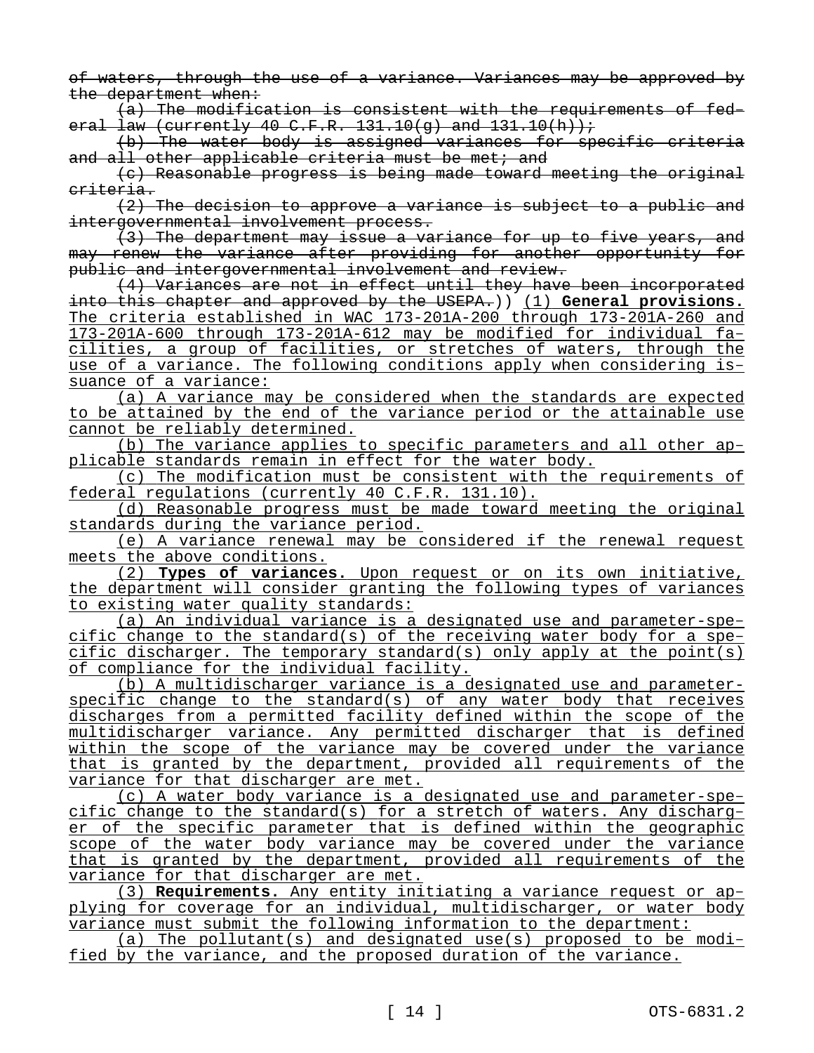of waters, through the use of a variance. Variances may be approved by the department when:

(a) The modification is consistent with the requirements of federal law (currently 40 C.F.R. 131.10(g) and 131.10(h));

(b) The water body is assigned variances for specific criteria and all other applicable criteria must be met; and

(c) Reasonable progress is being made toward meeting the original criteria.

(2) The decision to approve a variance is subject to a public and intergovernmental involvement process.

(3) The department may issue a variance for up to five years, and may renew the variance after providing for another opportunity for public and intergovernmental involvement and review.

(4) Variances are not in effect until they have been incorporated into this chapter and approved by the USEPA.)) (1) **General provisions.** The criteria established in WAC 173-201A-200 through 173-201A-260 and 173-201A-600 through 173-201A-612 may be modified for individual facilities, a group of facilities, or stretches of waters, through the use of a variance. The following conditions apply when considering issuance of a variance:

(a) A variance may be considered when the standards are expected to be attained by the end of the variance period or the attainable use cannot be reliably determined.

(b) The variance applies to specific parameters and all other applicable standards remain in effect for the water body.

(c) The modification must be consistent with the requirements of federal regulations (currently 40 C.F.R. 131.10).

(d) Reasonable progress must be made toward meeting the original standards during the variance period.

(e) A variance renewal may be considered if the renewal request meets the above conditions.

(2) **Types of variances.** Upon request or on its own initiative, the department will consider granting the following types of variances to existing water quality standards:

(a) An individual variance is a designated use and parameter-specific change to the standard(s) of the receiving water body for a specific discharger. The temporary standard(s) only apply at the point(s) of compliance for the individual facility.

(b) A multidischarger variance is a designated use and parameter-specific change to the standard(s) of any water body that receives discharges from a permitted facility defined within the scope of the multidischarger variance. Any permitted discharger that is defined within the scope of the variance may be covered under the variance that is granted by the department, provided all requirements of the variance for that discharger are met.

(c) A water body variance is a designated use and parameter-specific change to the standard(s) for a stretch of waters. Any discharger of the specific parameter that is defined within the geographic scope of the water body variance may be covered under the variance that is granted by the department, provided all requirements of the variance for that discharger are met.

(3) **Requirements.** Any entity initiating a variance request or applying for coverage for an individual, multidischarger, or water body variance must submit the following information to the department:

(a) The pollutant(s) and designated use(s) proposed to be modified by the variance, and the proposed duration of the variance.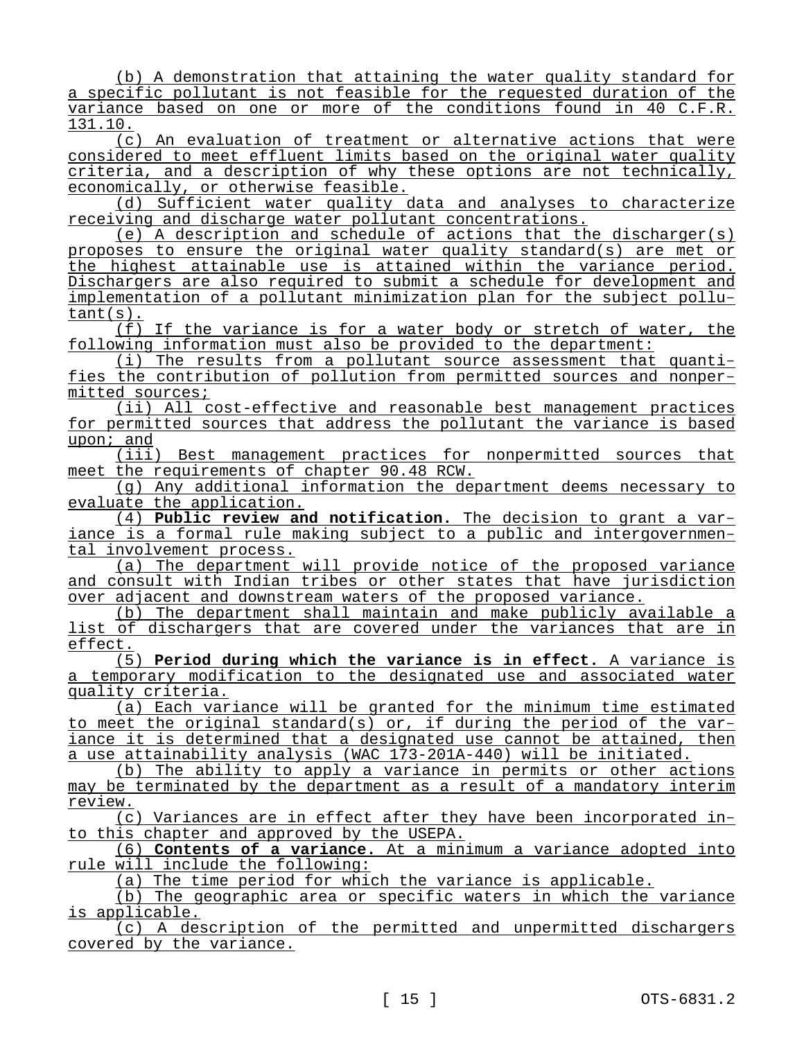(b) A demonstration that attaining the water quality standard for a specific pollutant is not feasible for the requested duration of the variance based on one or more of the conditions found in 40 C.F.R. 131.10.

(c) An evaluation of treatment or alternative actions that were considered to meet effluent limits based on the original water quality criteria, and a description of why these options are not technically, economically, or otherwise feasible.

(d) Sufficient water quality data and analyses to characterize receiving and discharge water pollutant concentrations.

(e) A description and schedule of actions that the discharger(s) proposes to ensure the original water quality standard(s) are met or the highest attainable use is attained within the variance period. Dischargers are also required to submit a schedule for development and implementation of a pollutant minimization plan for the subject pollutant(s).

(f) If the variance is for a water body or stretch of water, the following information must also be provided to the department:

(i) The results from a pollutant source assessment that quantifies the contribution of pollution from permitted sources and nonpermitted sources;

(ii) All cost-effective and reasonable best management practices for permitted sources that address the pollutant the variance is based upon; and

(iii) Best management practices for nonpermitted sources that meet the requirements of chapter 90.48 RCW.

(g) Any additional information the department deems necessary to evaluate the application.

(4) **Public review and notification.** The decision to grant a variance is a formal rule making subject to a public and intergovernmental involvement process.

(a) The department will provide notice of the proposed variance and consult with Indian tribes or other states that have jurisdiction over adjacent and downstream waters of the proposed variance.

(b) The department shall maintain and make publicly available a list of dischargers that are covered under the variances that are in effect.

(5) **Period during which the variance is in effect.** A variance is a temporary modification to the designated use and associated water quality criteria.

(a) Each variance will be granted for the minimum time estimated to meet the original standard(s) or, if during the period of the variance it is determined that a designated use cannot be attained, then a use attainability analysis (WAC 173-201A-440) will be initiated.

(b) The ability to apply a variance in permits or other actions may be terminated by the department as a result of a mandatory interim review.

(c) Variances are in effect after they have been incorporated into this chapter and approved by the USEPA.

(6) **Contents of a variance.** At a minimum a variance adopted into rule will include the following:

(a) The time period for which the variance is applicable.

(b) The geographic area or specific waters in which the variance is applicable.

(c) A description of the permitted and unpermitted dischargers covered by the variance.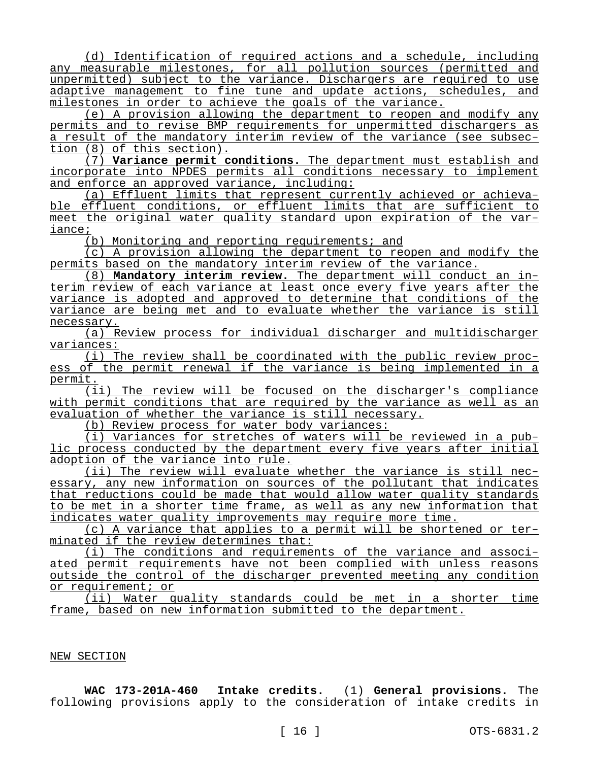(d) Identification of required actions and a schedule, including any measurable milestones, for all pollution sources (permitted and unpermitted) subject to the variance. Dischargers are required to use adaptive management to fine tune and update actions, schedules, and milestones in order to achieve the goals of the variance.

(e) A provision allowing the department to reopen and modify any permits and to revise BMP requirements for unpermitted dischargers as a result of the mandatory interim review of the variance (see subsection (8) of this section).

(7) **Variance permit conditions.** The department must establish and incorporate into NPDES permits all conditions necessary to implement and enforce an approved variance, including:

(a) Effluent limits that represent currently achieved or achievable effluent conditions, or effluent limits that are sufficient to meet the original water quality standard upon expiration of the variance;

(b) Monitoring and reporting requirements; and

(c) A provision allowing the department to reopen and modify the permits based on the mandatory interim review of the variance.

(8) **Mandatory interim review.** The department will conduct an interim review of each variance at least once every five years after the variance is adopted and approved to determine that conditions of the variance are being met and to evaluate whether the variance is still necessary.

(a) Review process for individual discharger and multidischarger variances:

(i) The review shall be coordinated with the public review process of the permit renewal if the variance is being implemented in a permit.

(ii) The review will be focused on the discharger's compliance with permit conditions that are required by the variance as well as an evaluation of whether the variance is still necessary.

(b) Review process for water body variances:

(i) Variances for stretches of waters will be reviewed in a public process conducted by the department every five years after initial adoption of the variance into rule.

(ii) The review will evaluate whether the variance is still necessary, any new information on sources of the pollutant that indicates that reductions could be made that would allow water quality standards to be met in a shorter time frame, as well as any new information that indicates water quality improvements may require more time.

(c) A variance that applies to a permit will be shortened or terminated if the review determines that:

(i) The conditions and requirements of the variance and associated permit requirements have not been complied with unless reasons outside the control of the discharger prevented meeting any condition or requirement; or

(ii) Water quality standards could be met in a shorter time frame, based on new information submitted to the department.

NEW SECTION

**WAC 173-201A-460 Intake credits.** (1) **General provisions.** The following provisions apply to the consideration of intake credits in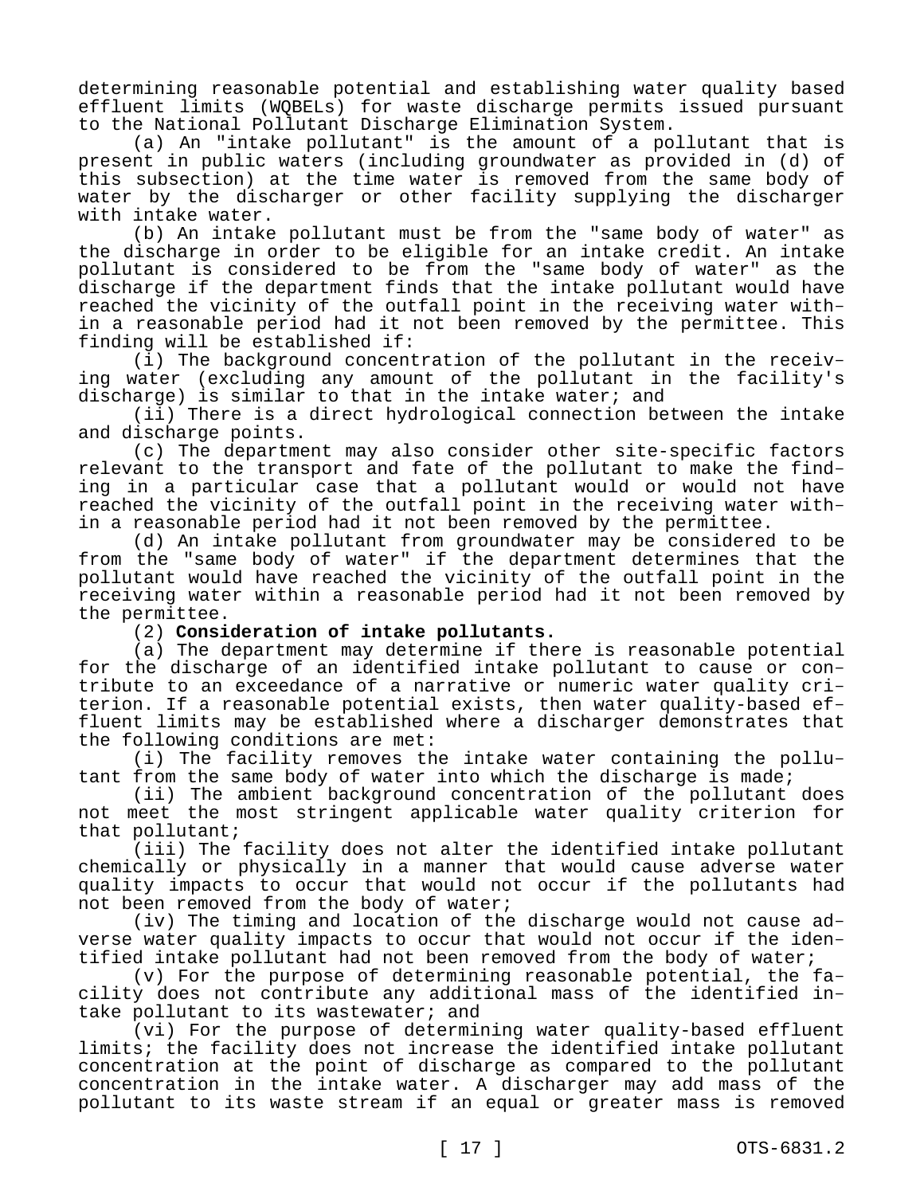determining reasonable potential and establishing water quality based effluent limits (WQBELs) for waste discharge permits issued pursuant to the National Pollutant Discharge Elimination System.

(a) An "intake pollutant" is the amount of a pollutant that is present in public waters (including groundwater as provided in (d) of this subsection) at the time water is removed from the same body of water by the discharger or other facility supplying the discharger with intake water.

(b) An intake pollutant must be from the "same body of water" as the discharge in order to be eligible for an intake credit. An intake pollutant is considered to be from the "same body of water" as the discharge if the department finds that the intake pollutant would have reached the vicinity of the outfall point in the receiving water within a reasonable period had it not been removed by the permittee. This finding will be established if:

(i) The background concentration of the pollutant in the receiving water (excluding any amount of the pollutant in the facility's discharge) is similar to that in the intake water; and

(ii) There is a direct hydrological connection between the intake and discharge points.

(c) The department may also consider other site-specific factors relevant to the transport and fate of the pollutant to make the finding in a particular case that a pollutant would or would not have reached the vicinity of the outfall point in the receiving water within a reasonable period had it not been removed by the permittee.

(d) An intake pollutant from groundwater may be considered to be from the "same body of water" if the department determines that the pollutant would have reached the vicinity of the outfall point in the receiving water within a reasonable period had it not been removed by the permittee.

(2) **Consideration of intake pollutants.**

(a) The department may determine if there is reasonable potential for the discharge of an identified intake pollutant to cause or contribute to an exceedance of a narrative or numeric water quality criterion. If a reasonable potential exists, then water quality-based effluent limits may be established where a discharger demonstrates that the following conditions are met:

(i) The facility removes the intake water containing the pollutant from the same body of water into which the discharge is made;

(ii) The ambient background concentration of the pollutant does not meet the most stringent applicable water quality criterion for that pollutant;

(iii) The facility does not alter the identified intake pollutant chemically or physically in a manner that would cause adverse water quality impacts to occur that would not occur if the pollutants had not been removed from the body of water;

(iv) The timing and location of the discharge would not cause adverse water quality impacts to occur that would not occur if the identified intake pollutant had not been removed from the body of water;

(v) For the purpose of determining reasonable potential, the facility does not contribute any additional mass of the identified intake pollutant to its wastewater; and

(vi) For the purpose of determining water quality-based effluent limits; the facility does not increase the identified intake pollutant concentration at the point of discharge as compared to the pollutant concentration in the intake water. A discharger may add mass of the pollutant to its waste stream if an equal or greater mass is removed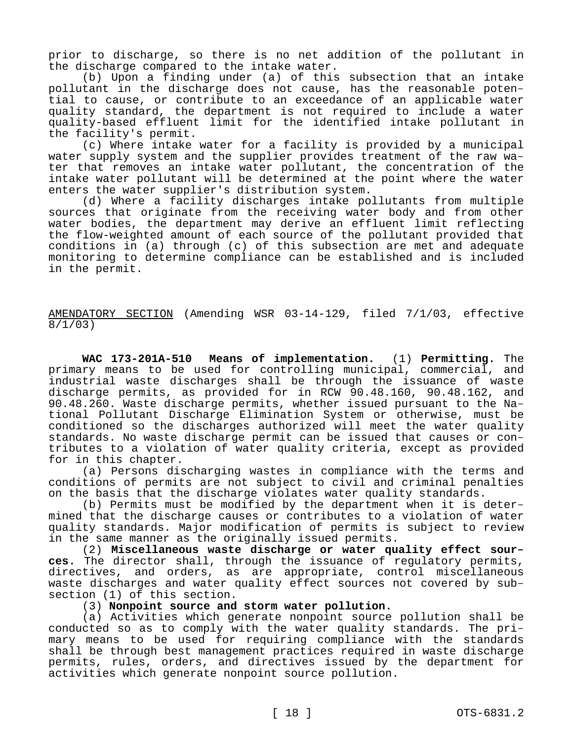prior to discharge, so there is no net addition of the pollutant in the discharge compared to the intake water.

(b) Upon a finding under (a) of this subsection that an intake pollutant in the discharge does not cause, has the reasonable potential to cause, or contribute to an exceedance of an applicable water quality standard, the department is not required to include a water quality-based effluent limit for the identified intake pollutant in the facility's permit.

(c) Where intake water for a facility is provided by a municipal water supply system and the supplier provides treatment of the raw water that removes an intake water pollutant, the concentration of the intake water pollutant will be determined at the point where the water enters the water supplier's distribution system.

(d) Where a facility discharges intake pollutants from multiple sources that originate from the receiving water body and from other water bodies, the department may derive an effluent limit reflecting the flow-weighted amount of each source of the pollutant provided that conditions in (a) through (c) of this subsection are met and adequate monitoring to determine compliance can be established and is included in the permit.

AMENDATORY SECTION (Amending WSR 03-14-129, filed 7/1/03, effective 8/1/03)

**WAC 173-201A-510 Means of implementation.** (1) **Permitting.** The primary means to be used for controlling municipal, commercial, and industrial waste discharges shall be through the issuance of waste discharge permits, as provided for in RCW 90.48.160, 90.48.162, and 90.48.260. Waste discharge permits, whether issued pursuant to the National Pollutant Discharge Elimination System or otherwise, must be conditioned so the discharges authorized will meet the water quality standards. No waste discharge permit can be issued that causes or contributes to a violation of water quality criteria, except as provided for in this chapter.

(a) Persons discharging wastes in compliance with the terms and conditions of permits are not subject to civil and criminal penalties on the basis that the discharge violates water quality standards.

(b) Permits must be modified by the department when it is determined that the discharge causes or contributes to a violation of water quality standards. Major modification of permits is subject to review in the same manner as the originally issued permits.

(2) **Miscellaneous waste discharge or water quality effect sources.** The director shall, through the issuance of regulatory permits, directives, and orders, as are appropriate, control miscellaneous waste discharges and water quality effect sources not covered by subsection (1) of this section.

(3) **Nonpoint source and storm water pollution.**

(a) Activities which generate nonpoint source pollution shall be conducted so as to comply with the water quality standards. The primary means to be used for requiring compliance with the standards shall be through best management practices required in waste discharge permits, rules, orders, and directives issued by the department for activities which generate nonpoint source pollution.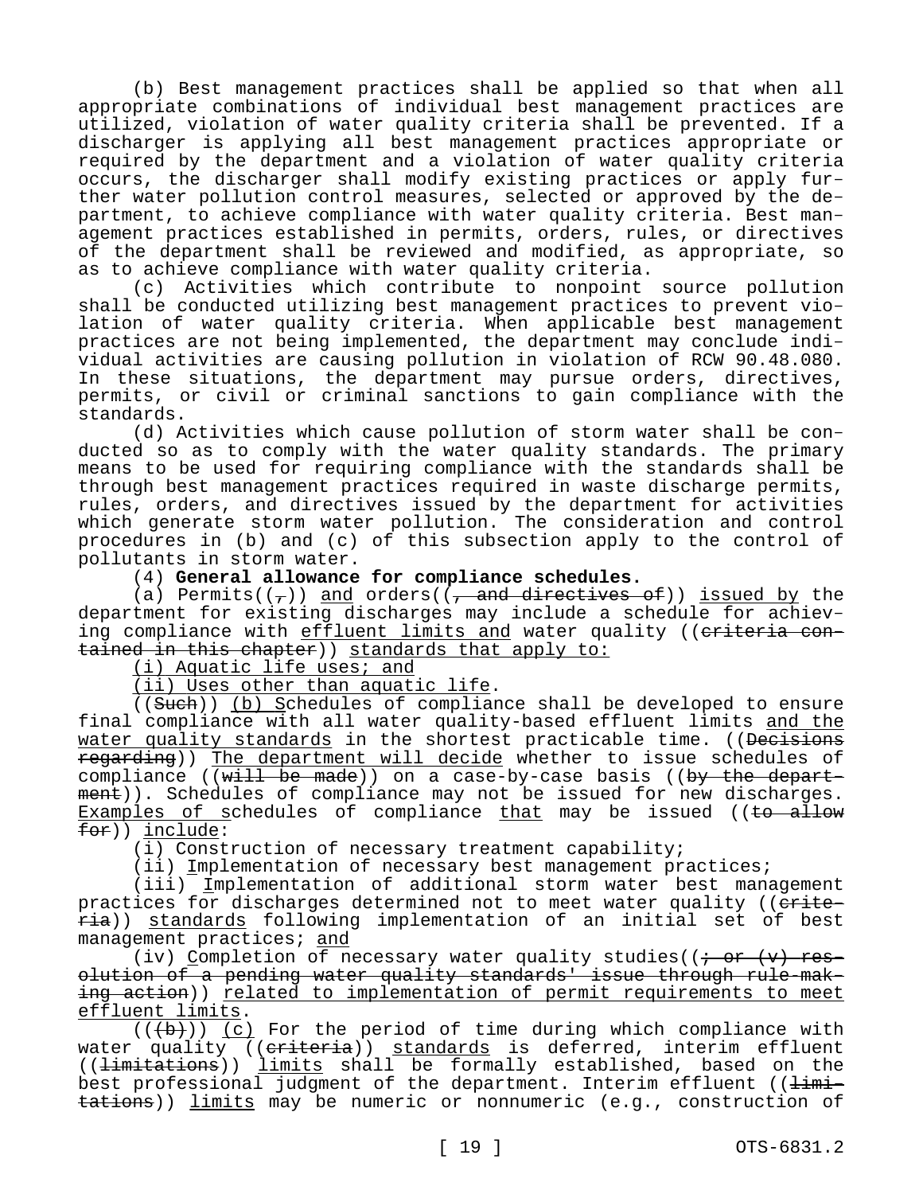(b) Best management practices shall be applied so that when all appropriate combinations of individual best management practices are utilized, violation of water quality criteria shall be prevented. If a discharger is applying all best management practices appropriate or required by the department and a violation of water quality criteria occurs, the discharger shall modify existing practices or apply further water pollution control measures, selected or approved by the department, to achieve compliance with water quality criteria. Best management practices established in permits, orders, rules, or directives of the department shall be reviewed and modified, as appropriate, so as to achieve compliance with water quality criteria.

(c) Activities which contribute to nonpoint source pollution shall be conducted utilizing best management practices to prevent violation of water quality criteria. When applicable best management practices are not being implemented, the department may conclude individual activities are causing pollution in violation of RCW 90.48.080. In these situations, the department may pursue orders, directives, permits, or civil or criminal sanctions to gain compliance with the standards.

(d) Activities which cause pollution of storm water shall be conducted so as to comply with the water quality standards. The primary means to be used for requiring compliance with the standards shall be through best management practices required in waste discharge permits, rules, orders, and directives issued by the department for activities which generate storm water pollution. The consideration and control procedures in (b) and (c) of this subsection apply to the control of pollutants in storm water.

(4) **General allowance for compliance schedules.**

(a) Permits((~~,~~)) <u>and</u> orders((~~, and directives of~~)) <u>issued by</u> the department for existing discharges may include a schedule for achieving compliance with <u>effluent limits and</u> water quality ((~~criteria contained in this chapter~~)) <u>standards that apply to:</u>

<u>(i) Aquatic life uses; and</u>

<u>(ii) Uses other than aquatic life</u>.

((~~Such~~)) <u>(b) S</u>chedules of compliance shall be developed to ensure final compliance with all water quality-based effluent limits <u>and the water quality standards</u> in the shortest practicable time. ((~~Decisions regarding~~)) <u>The department will decide</u> whether to issue schedules of compliance ((~~will be made~~)) on a case-by-case basis ((~~by the department~~)). Schedules of compliance may not be issued for new discharges. <u>Examples of s</u>chedules of compliance <u>that</u> may be issued ((~~to allow for~~)) <u>include</u>:

(i) Construction of necessary treatment capability;

(ii) <u>I</u>mplementation of necessary best management practices;

(iii) <u>I</u>mplementation of additional storm water best management practices for discharges determined not to meet water quality ((~~criteria~~)) <u>standards</u> following implementation of an initial set of best management practices; <u>and</u>

(iv) <u>C</u>ompletion of necessary water quality studies((~~; or (v) resolution of a pending water quality standards' issue through rule-making action~~)) <u>related to implementation of permit requirements to meet effluent limits</u>.

((~~(b)~~)) <u>(c)</u> For the period of time during which compliance with water quality ((~~criteria~~)) <u>standards</u> is deferred, interim effluent ((~~limitations~~)) <u>limits</u> shall be formally established, based on the best professional judgment of the department. Interim effluent ((~~limitations~~)) <u>limits</u> may be numeric or nonnumeric (e.g., construction of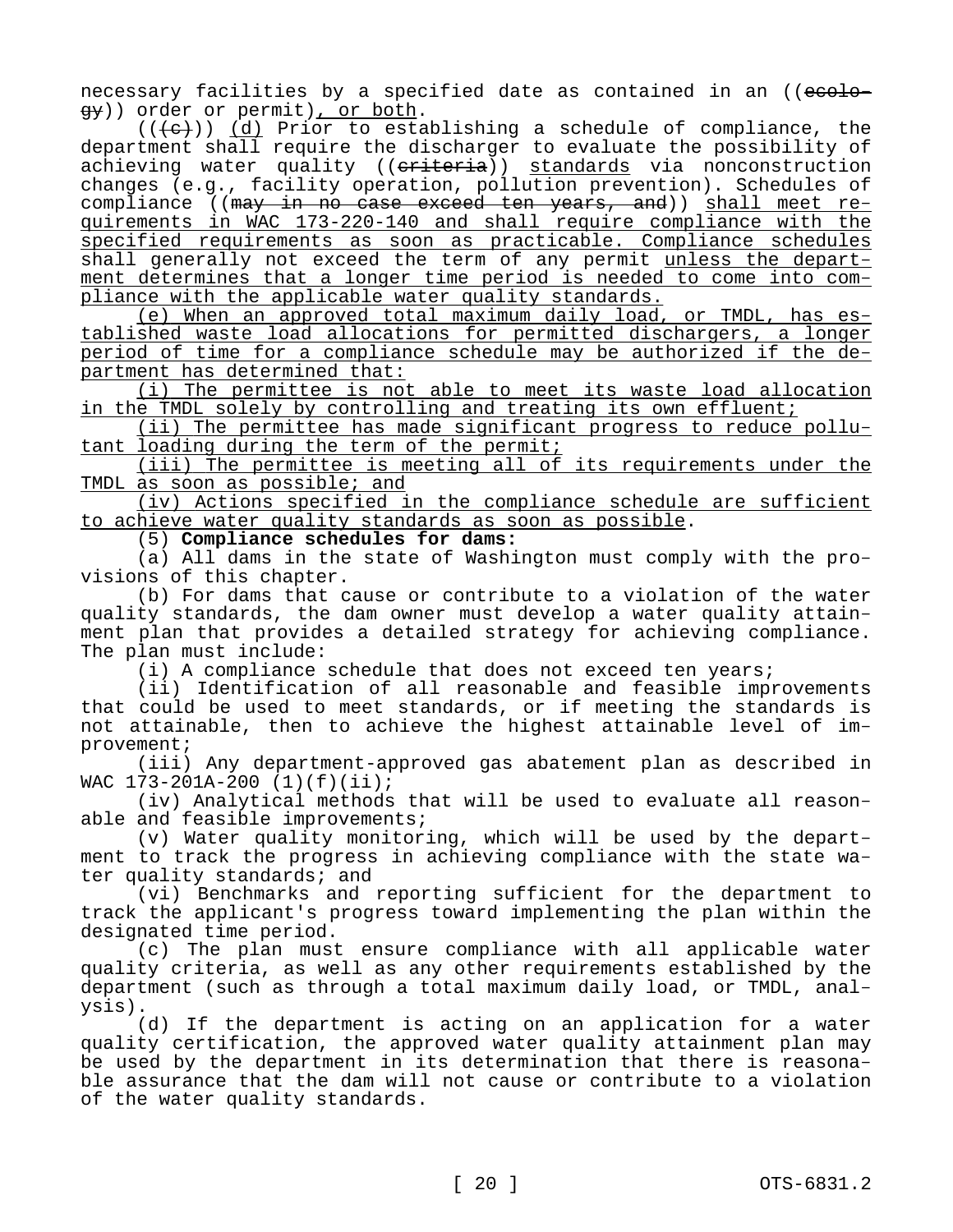necessary facilities by a specified date as contained in an ((~~ecology~~)) order or permit), or both.

((~~(c)~~)) (d) Prior to establishing a schedule of compliance, the department shall require the discharger to evaluate the possibility of achieving water quality ((~~criteria~~)) standards via nonconstruction changes (e.g., facility operation, pollution prevention). Schedules of compliance ((~~may in no case exceed ten years, and~~)) shall meet requirements in WAC 173-220-140 and shall require compliance with the specified requirements as soon as practicable. Compliance schedules shall generally not exceed the term of any permit unless the department determines that a longer time period is needed to come into compliance with the applicable water quality standards.

(e) When an approved total maximum daily load, or TMDL, has established waste load allocations for permitted dischargers, a longer period of time for a compliance schedule may be authorized if the department has determined that:

(i) The permittee is not able to meet its waste load allocation in the TMDL solely by controlling and treating its own effluent;

(ii) The permittee has made significant progress to reduce pollutant loading during the term of the permit;

(iii) The permittee is meeting all of its requirements under the TMDL as soon as possible; and

(iv) Actions specified in the compliance schedule are sufficient to achieve water quality standards as soon as possible.

(5) **Compliance schedules for dams:**

(a) All dams in the state of Washington must comply with the provisions of this chapter.

(b) For dams that cause or contribute to a violation of the water quality standards, the dam owner must develop a water quality attainment plan that provides a detailed strategy for achieving compliance. The plan must include:

(i) A compliance schedule that does not exceed ten years;

(ii) Identification of all reasonable and feasible improvements that could be used to meet standards, or if meeting the standards is not attainable, then to achieve the highest attainable level of improvement;

(iii) Any department-approved gas abatement plan as described in WAC 173-201A-200 (1)(f)(ii);

(iv) Analytical methods that will be used to evaluate all reasonable and feasible improvements;

(v) Water quality monitoring, which will be used by the department to track the progress in achieving compliance with the state water quality standards; and

(vi) Benchmarks and reporting sufficient for the department to track the applicant's progress toward implementing the plan within the designated time period.

(c) The plan must ensure compliance with all applicable water quality criteria, as well as any other requirements established by the department (such as through a total maximum daily load, or TMDL, analysis).

(d) If the department is acting on an application for a water quality certification, the approved water quality attainment plan may be used by the department in its determination that there is reasonable assurance that the dam will not cause or contribute to a violation of the water quality standards.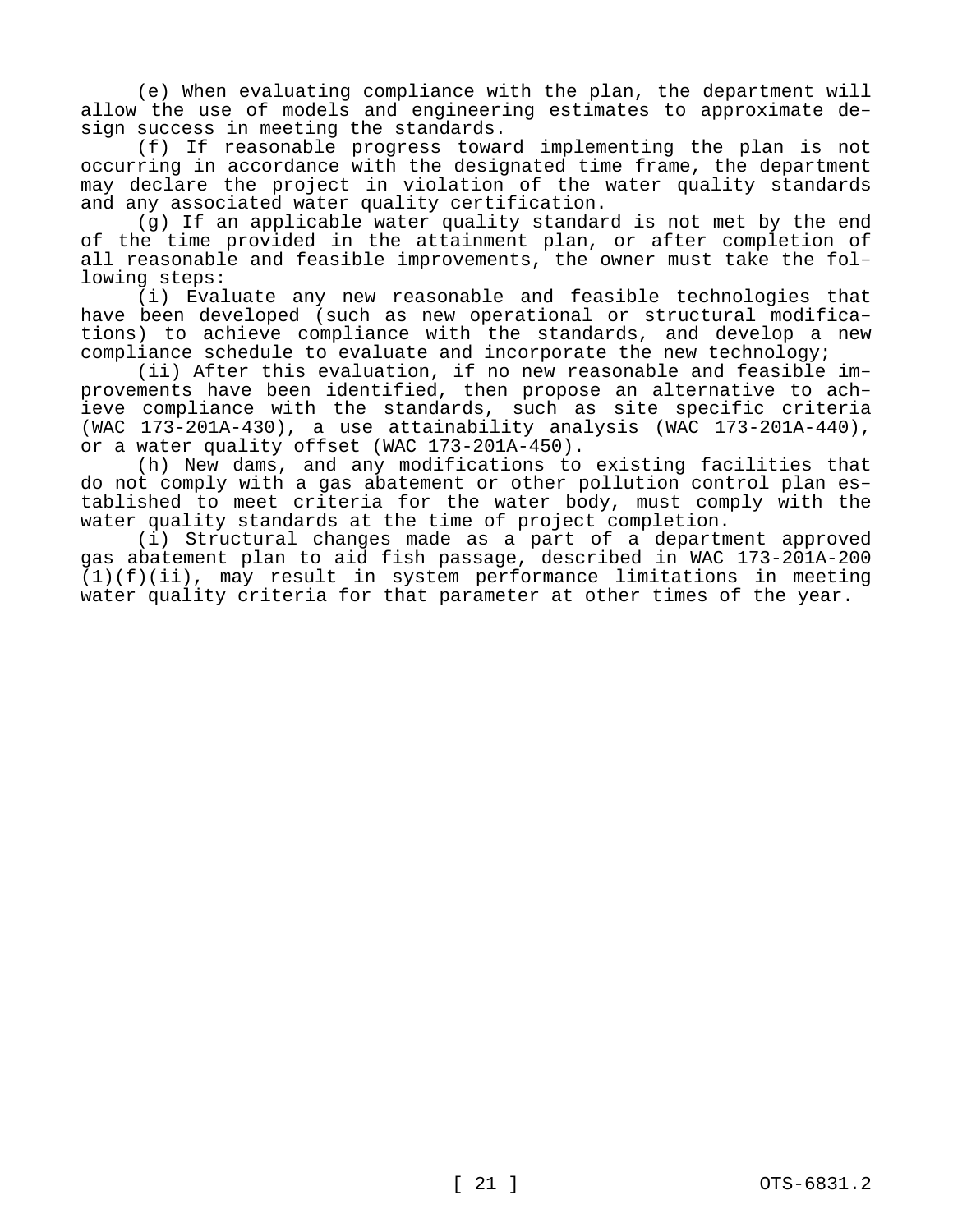(e) When evaluating compliance with the plan, the department will allow the use of models and engineering estimates to approximate design success in meeting the standards.

(f) If reasonable progress toward implementing the plan is not occurring in accordance with the designated time frame, the department may declare the project in violation of the water quality standards and any associated water quality certification.

(g) If an applicable water quality standard is not met by the end of the time provided in the attainment plan, or after completion of all reasonable and feasible improvements, the owner must take the following steps:

(i) Evaluate any new reasonable and feasible technologies that have been developed (such as new operational or structural modifications) to achieve compliance with the standards, and develop a new compliance schedule to evaluate and incorporate the new technology;

(ii) After this evaluation, if no new reasonable and feasible improvements have been identified, then propose an alternative to achieve compliance with the standards, such as site specific criteria (WAC 173-201A-430), a use attainability analysis (WAC 173-201A-440), or a water quality offset (WAC 173-201A-450).

(h) New dams, and any modifications to existing facilities that do not comply with a gas abatement or other pollution control plan established to meet criteria for the water body, must comply with the water quality standards at the time of project completion.

(i) Structural changes made as a part of a department approved gas abatement plan to aid fish passage, described in WAC 173-201A-200 (1)(f)(ii), may result in system performance limitations in meeting water quality criteria for that parameter at other times of the year.